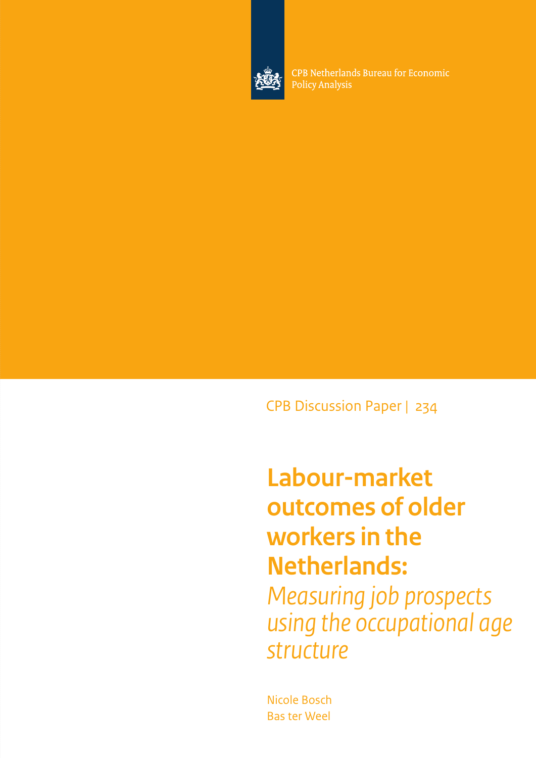CPB Netherlands Bureau for Economic Policy Analysis

CPB Discussion Paper | 234

# Labour-market outcomes of older workers in the Netherlands:

## *Measuring job prospects using the occupational age structure*

Nicole Bosch
Bas ter Weel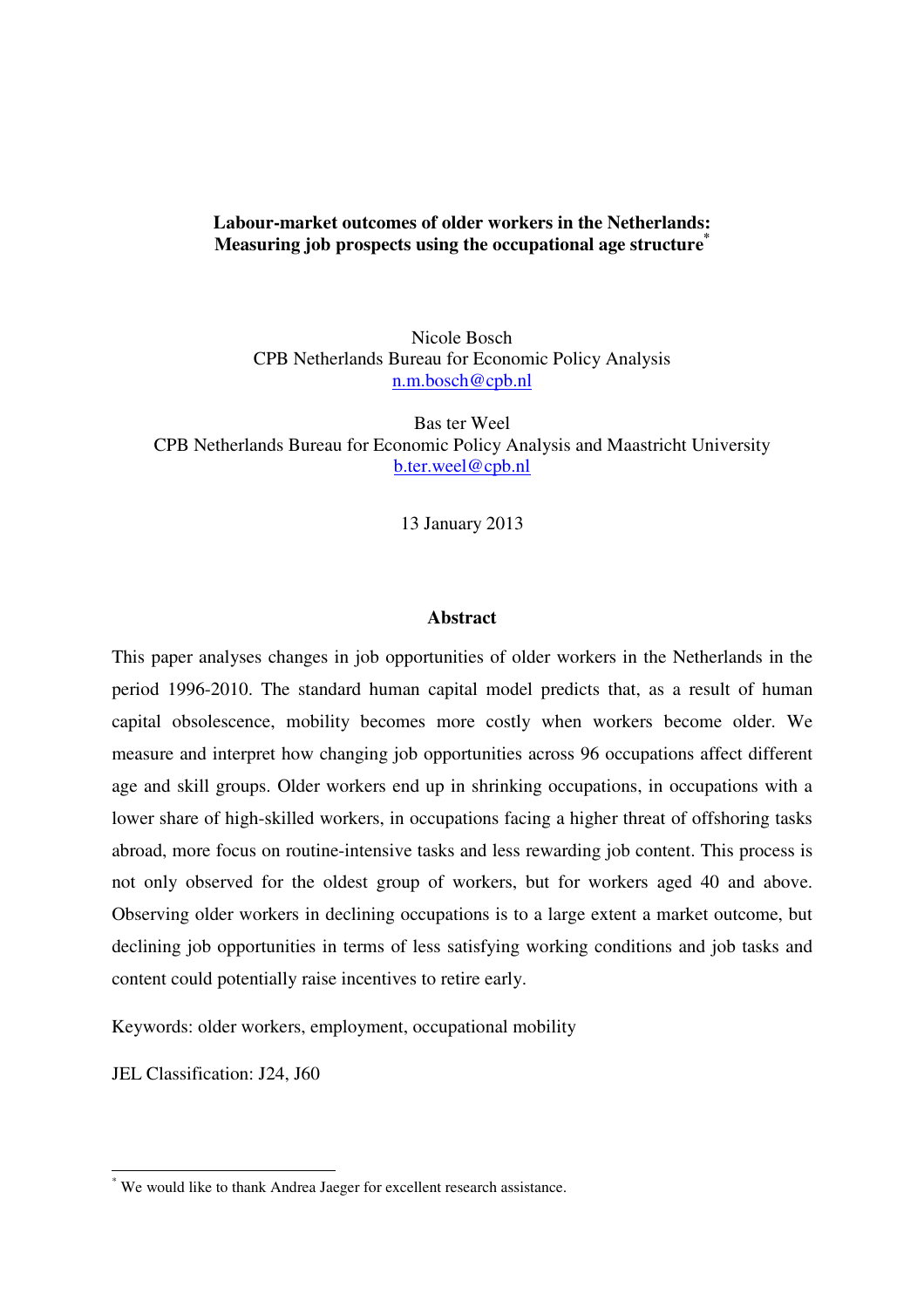**Labour-market outcomes of older workers in the Netherlands: Measuring job prospects using the occupational age structure**[*]

Nicole Bosch
CPB Netherlands Bureau for Economic Policy Analysis
n.m.bosch@cpb.nl

Bas ter Weel
CPB Netherlands Bureau for Economic Policy Analysis and Maastricht University
b.ter.weel@cpb.nl

13 January 2013

**Abstract**

This paper analyses changes in job opportunities of older workers in the Netherlands in the period 1996-2010. The standard human capital model predicts that, as a result of human capital obsolescence, mobility becomes more costly when workers become older. We measure and interpret how changing job opportunities across 96 occupations affect different age and skill groups. Older workers end up in shrinking occupations, in occupations with a lower share of high-skilled workers, in occupations facing a higher threat of offshoring tasks abroad, more focus on routine-intensive tasks and less rewarding job content. This process is not only observed for the oldest group of workers, but for workers aged 40 and above. Observing older workers in declining occupations is to a large extent a market outcome, but declining job opportunities in terms of less satisfying working conditions and job tasks and content could potentially raise incentives to retire early.

Keywords: older workers, employment, occupational mobility

JEL Classification: J24, J60

---

[*] We would like to thank Andrea Jaeger for excellent research assistance.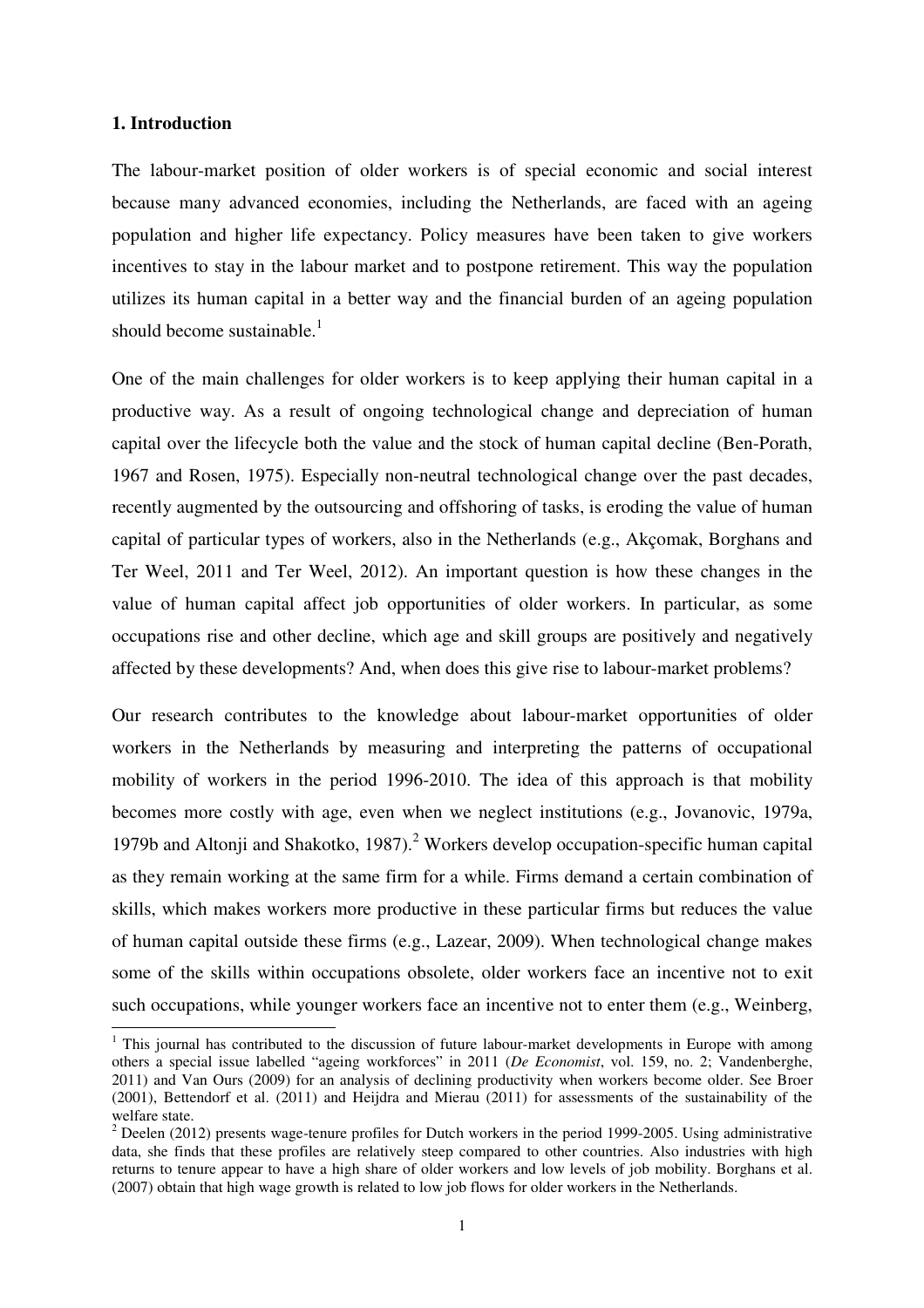## 1. Introduction

The labour-market position of older workers is of special economic and social interest because many advanced economies, including the Netherlands, are faced with an ageing population and higher life expectancy. Policy measures have been taken to give workers incentives to stay in the labour market and to postpone retirement. This way the population utilizes its human capital in a better way and the financial burden of an ageing population should become sustainable.[1]

One of the main challenges for older workers is to keep applying their human capital in a productive way. As a result of ongoing technological change and depreciation of human capital over the lifecycle both the value and the stock of human capital decline (Ben-Porath, 1967 and Rosen, 1975). Especially non-neutral technological change over the past decades, recently augmented by the outsourcing and offshoring of tasks, is eroding the value of human capital of particular types of workers, also in the Netherlands (e.g., Akçomak, Borghans and Ter Weel, 2011 and Ter Weel, 2012). An important question is how these changes in the value of human capital affect job opportunities of older workers. In particular, as some occupations rise and other decline, which age and skill groups are positively and negatively affected by these developments? And, when does this give rise to labour-market problems?

Our research contributes to the knowledge about labour-market opportunities of older workers in the Netherlands by measuring and interpreting the patterns of occupational mobility of workers in the period 1996-2010. The idea of this approach is that mobility becomes more costly with age, even when we neglect institutions (e.g., Jovanovic, 1979a, 1979b and Altonji and Shakotko, 1987).[2] Workers develop occupation-specific human capital as they remain working at the same firm for a while. Firms demand a certain combination of skills, which makes workers more productive in these particular firms but reduces the value of human capital outside these firms (e.g., Lazear, 2009). When technological change makes some of the skills within occupations obsolete, older workers face an incentive not to exit such occupations, while younger workers face an incentive not to enter them (e.g., Weinberg,

[1] This journal has contributed to the discussion of future labour-market developments in Europe with among others a special issue labelled "ageing workforces" in 2011 (*De Economist*, vol. 159, no. 2; Vandenberghe, 2011) and Van Ours (2009) for an analysis of declining productivity when workers become older. See Broer (2001), Bettendorf et al. (2011) and Heijdra and Mierau (2011) for assessments of the sustainability of the welfare state.

[2] Deelen (2012) presents wage-tenure profiles for Dutch workers in the period 1999-2005. Using administrative data, she finds that these profiles are relatively steep compared to other countries. Also industries with high returns to tenure appear to have a high share of older workers and low levels of job mobility. Borghans et al. (2007) obtain that high wage growth is related to low job flows for older workers in the Netherlands.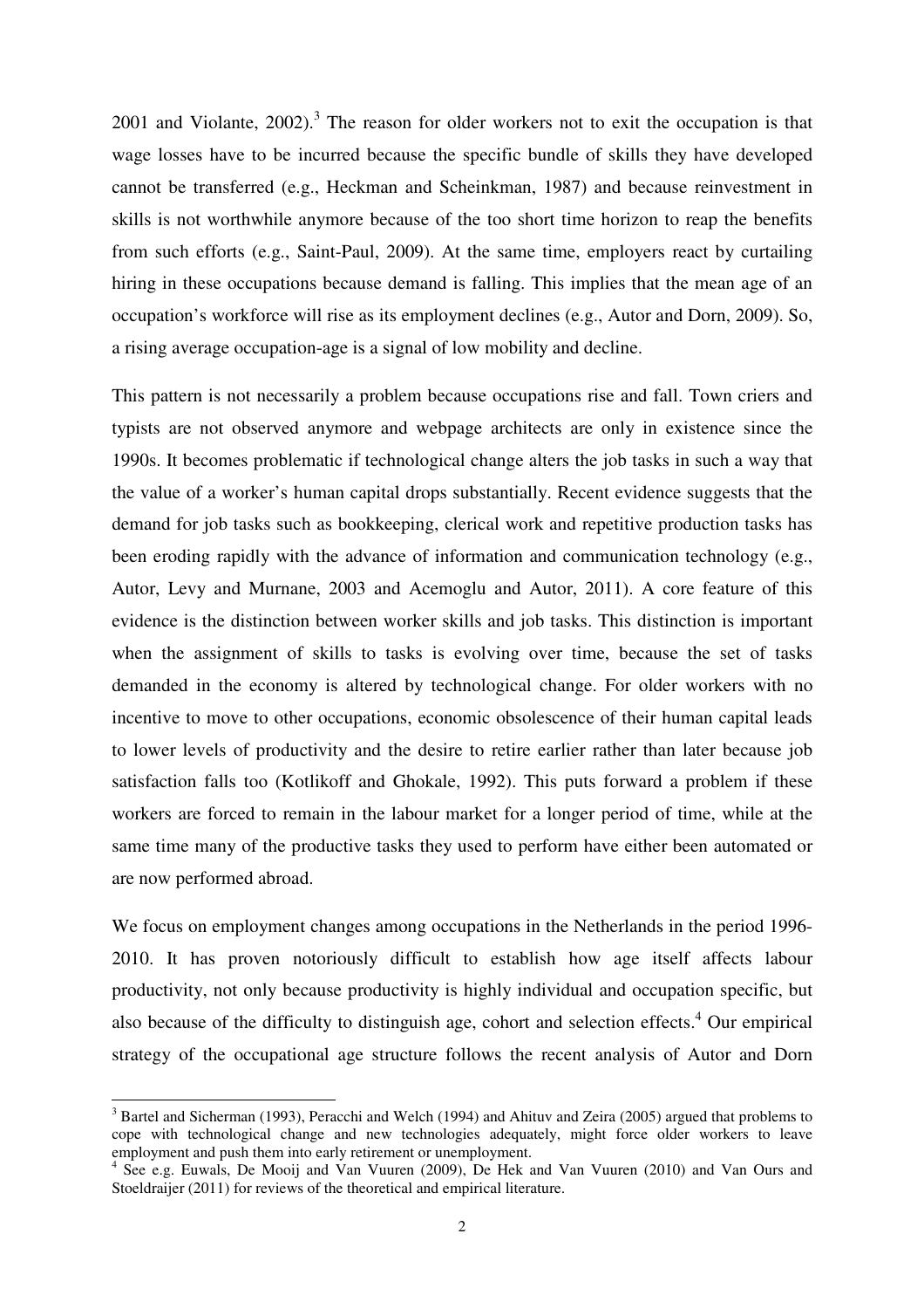2001 and Violante, 2002).[3] The reason for older workers not to exit the occupation is that wage losses have to be incurred because the specific bundle of skills they have developed cannot be transferred (e.g., Heckman and Scheinkman, 1987) and because reinvestment in skills is not worthwhile anymore because of the too short time horizon to reap the benefits from such efforts (e.g., Saint-Paul, 2009). At the same time, employers react by curtailing hiring in these occupations because demand is falling. This implies that the mean age of an occupation's workforce will rise as its employment declines (e.g., Autor and Dorn, 2009). So, a rising average occupation-age is a signal of low mobility and decline.

This pattern is not necessarily a problem because occupations rise and fall. Town criers and typists are not observed anymore and webpage architects are only in existence since the 1990s. It becomes problematic if technological change alters the job tasks in such a way that the value of a worker's human capital drops substantially. Recent evidence suggests that the demand for job tasks such as bookkeeping, clerical work and repetitive production tasks has been eroding rapidly with the advance of information and communication technology (e.g., Autor, Levy and Murnane, 2003 and Acemoglu and Autor, 2011). A core feature of this evidence is the distinction between worker skills and job tasks. This distinction is important when the assignment of skills to tasks is evolving over time, because the set of tasks demanded in the economy is altered by technological change. For older workers with no incentive to move to other occupations, economic obsolescence of their human capital leads to lower levels of productivity and the desire to retire earlier rather than later because job satisfaction falls too (Kotlikoff and Ghokale, 1992). This puts forward a problem if these workers are forced to remain in the labour market for a longer period of time, while at the same time many of the productive tasks they used to perform have either been automated or are now performed abroad.

We focus on employment changes among occupations in the Netherlands in the period 1996-2010. It has proven notoriously difficult to establish how age itself affects labour productivity, not only because productivity is highly individual and occupation specific, but also because of the difficulty to distinguish age, cohort and selection effects.[4] Our empirical strategy of the occupational age structure follows the recent analysis of Autor and Dorn

---

[3] Bartel and Sicherman (1993), Peracchi and Welch (1994) and Ahituv and Zeira (2005) argued that problems to cope with technological change and new technologies adequately, might force older workers to leave employment and push them into early retirement or unemployment.

[4] See e.g. Euwals, De Mooij and Van Vuuren (2009), De Hek and Van Vuuren (2010) and Van Ours and Stoeldraijer (2011) for reviews of the theoretical and empirical literature.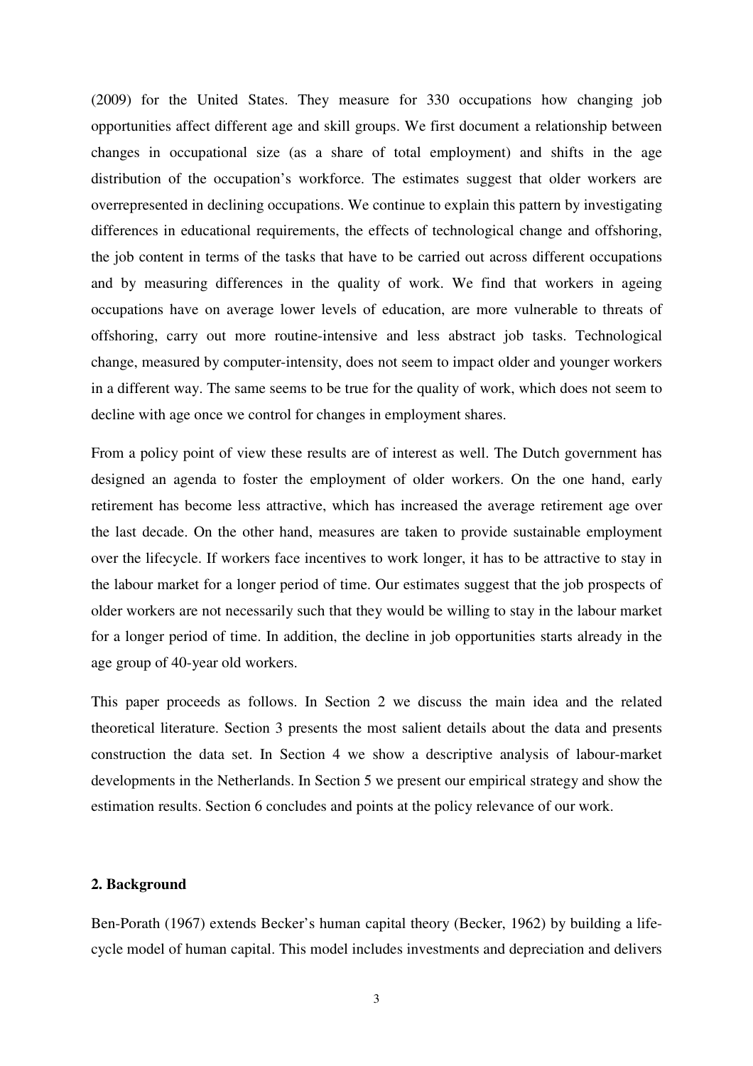(2009) for the United States. They measure for 330 occupations how changing job opportunities affect different age and skill groups. We first document a relationship between changes in occupational size (as a share of total employment) and shifts in the age distribution of the occupation's workforce. The estimates suggest that older workers are overrepresented in declining occupations. We continue to explain this pattern by investigating differences in educational requirements, the effects of technological change and offshoring, the job content in terms of the tasks that have to be carried out across different occupations and by measuring differences in the quality of work. We find that workers in ageing occupations have on average lower levels of education, are more vulnerable to threats of offshoring, carry out more routine-intensive and less abstract job tasks. Technological change, measured by computer-intensity, does not seem to impact older and younger workers in a different way. The same seems to be true for the quality of work, which does not seem to decline with age once we control for changes in employment shares.

From a policy point of view these results are of interest as well. The Dutch government has designed an agenda to foster the employment of older workers. On the one hand, early retirement has become less attractive, which has increased the average retirement age over the last decade. On the other hand, measures are taken to provide sustainable employment over the lifecycle. If workers face incentives to work longer, it has to be attractive to stay in the labour market for a longer period of time. Our estimates suggest that the job prospects of older workers are not necessarily such that they would be willing to stay in the labour market for a longer period of time. In addition, the decline in job opportunities starts already in the age group of 40-year old workers.

This paper proceeds as follows. In Section 2 we discuss the main idea and the related theoretical literature. Section 3 presents the most salient details about the data and presents construction the data set. In Section 4 we show a descriptive analysis of labour-market developments in the Netherlands. In Section 5 we present our empirical strategy and show the estimation results. Section 6 concludes and points at the policy relevance of our work.

## 2. Background

Ben-Porath (1967) extends Becker's human capital theory (Becker, 1962) by building a life-cycle model of human capital. This model includes investments and depreciation and delivers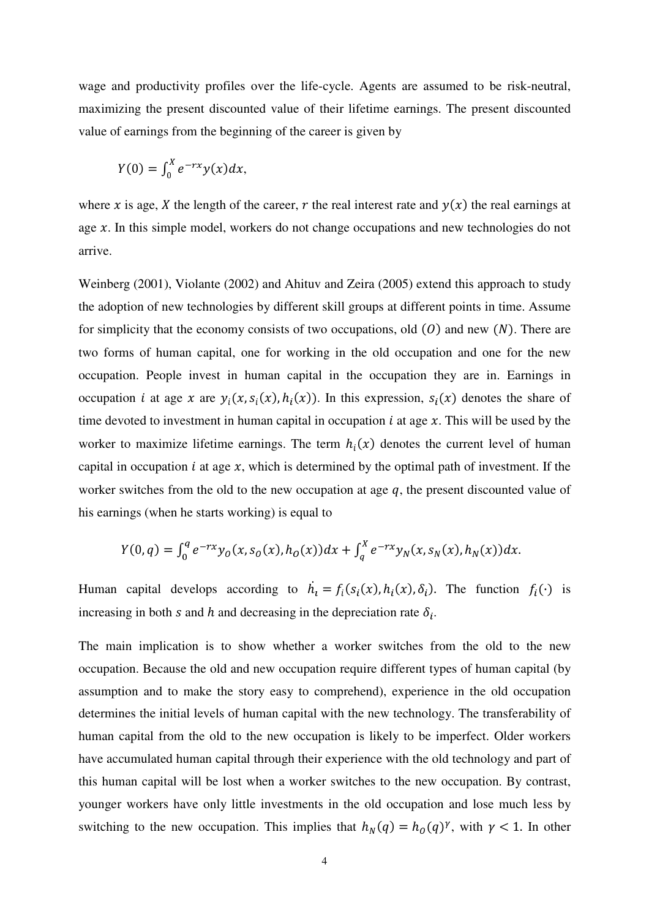wage and productivity profiles over the life-cycle. Agents are assumed to be risk-neutral, maximizing the present discounted value of their lifetime earnings. The present discounted value of earnings from the beginning of the career is given by

$$Y(0) = \int_0^X e^{-rx} y(x) dx,$$

where $x$ is age, $X$ the length of the career, $r$ the real interest rate and $y(x)$ the real earnings at age $x$. In this simple model, workers do not change occupations and new technologies do not arrive.

Weinberg (2001), Violante (2002) and Ahituv and Zeira (2005) extend this approach to study the adoption of new technologies by different skill groups at different points in time. Assume for simplicity that the economy consists of two occupations, old $(O)$ and new $(N)$. There are two forms of human capital, one for working in the old occupation and one for the new occupation. People invest in human capital in the occupation they are in. Earnings in occupation $i$ at age $x$ are $y_i(x, s_i(x), h_i(x))$. In this expression, $s_i(x)$ denotes the share of time devoted to investment in human capital in occupation $i$ at age $x$. This will be used by the worker to maximize lifetime earnings. The term $h_i(x)$ denotes the current level of human capital in occupation $i$ at age $x$, which is determined by the optimal path of investment. If the worker switches from the old to the new occupation at age $q$, the present discounted value of his earnings (when he starts working) is equal to

$$Y(0, q) = \int_0^q e^{-rx} y_O(x, s_O(x), h_O(x)) dx + \int_q^X e^{-rx} y_N(x, s_N(x), h_N(x)) dx.$$

Human capital develops according to $\dot{h_i} = f_i(s_i(x), h_i(x), \delta_i)$. The function $f_i(\cdot)$ is increasing in both $s$ and $h$ and decreasing in the depreciation rate $\delta_i$.

The main implication is to show whether a worker switches from the old to the new occupation. Because the old and new occupation require different types of human capital (by assumption and to make the story easy to comprehend), experience in the old occupation determines the initial levels of human capital with the new technology. The transferability of human capital from the old to the new occupation is likely to be imperfect. Older workers have accumulated human capital through their experience with the old technology and part of this human capital will be lost when a worker switches to the new occupation. By contrast, younger workers have only little investments in the old occupation and lose much less by switching to the new occupation. This implies that $h_N(q) = h_O(q)^\gamma$, with $\gamma < 1$. In other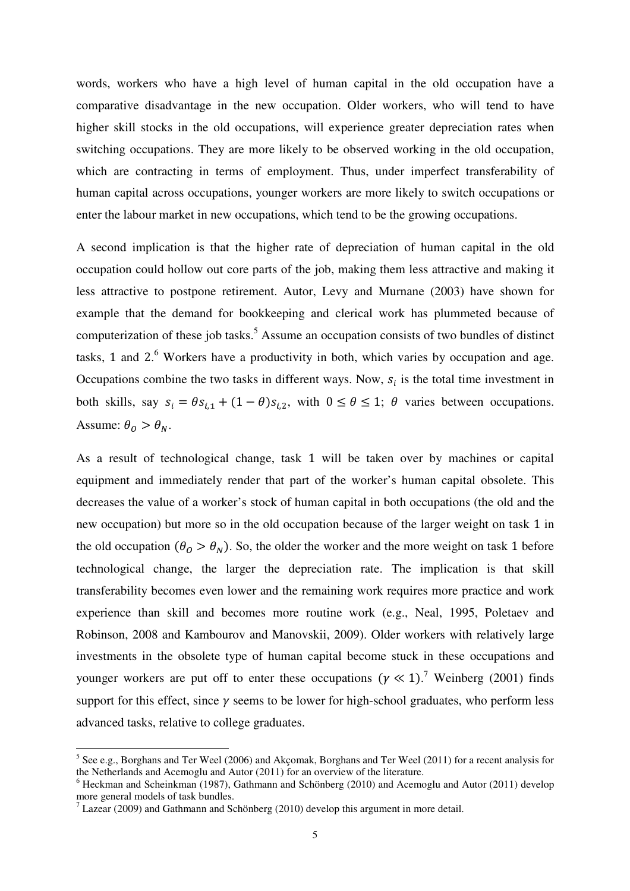words, workers who have a high level of human capital in the old occupation have a comparative disadvantage in the new occupation. Older workers, who will tend to have higher skill stocks in the old occupations, will experience greater depreciation rates when switching occupations. They are more likely to be observed working in the old occupation, which are contracting in terms of employment. Thus, under imperfect transferability of human capital across occupations, younger workers are more likely to switch occupations or enter the labour market in new occupations, which tend to be the growing occupations.

A second implication is that the higher rate of depreciation of human capital in the old occupation could hollow out core parts of the job, making them less attractive and making it less attractive to postpone retirement. Autor, Levy and Murnane (2003) have shown for example that the demand for bookkeeping and clerical work has plummeted because of computerization of these job tasks.[5] Assume an occupation consists of two bundles of distinct tasks, 1 and 2.[6] Workers have a productivity in both, which varies by occupation and age. Occupations combine the two tasks in different ways. Now, $s_i$ is the total time investment in both skills, say $s_i = \theta s_{i,1} + (1-\theta)s_{i,2}$, with $0 \leq \theta \leq 1$; $\theta$ varies between occupations. Assume: $\theta_O > \theta_N$.

As a result of technological change, task 1 will be taken over by machines or capital equipment and immediately render that part of the worker's human capital obsolete. This decreases the value of a worker's stock of human capital in both occupations (the old and the new occupation) but more so in the old occupation because of the larger weight on task 1 in the old occupation ($\theta_O > \theta_N$). So, the older the worker and the more weight on task 1 before technological change, the larger the depreciation rate. The implication is that skill transferability becomes even lower and the remaining work requires more practice and work experience than skill and becomes more routine work (e.g., Neal, 1995, Poletaev and Robinson, 2008 and Kambourov and Manovskii, 2009). Older workers with relatively large investments in the obsolete type of human capital become stuck in these occupations and younger workers are put off to enter these occupations ($\gamma \ll 1$).[7] Weinberg (2001) finds support for this effect, since $\gamma$ seems to be lower for high-school graduates, who perform less advanced tasks, relative to college graduates.

---

[5] See e.g., Borghans and Ter Weel (2006) and Akçomak, Borghans and Ter Weel (2011) for a recent analysis for the Netherlands and Acemoglu and Autor (2011) for an overview of the literature.

[6] Heckman and Scheinkman (1987), Gathmann and Schönberg (2010) and Acemoglu and Autor (2011) develop more general models of task bundles.

[7] Lazear (2009) and Gathmann and Schönberg (2010) develop this argument in more detail.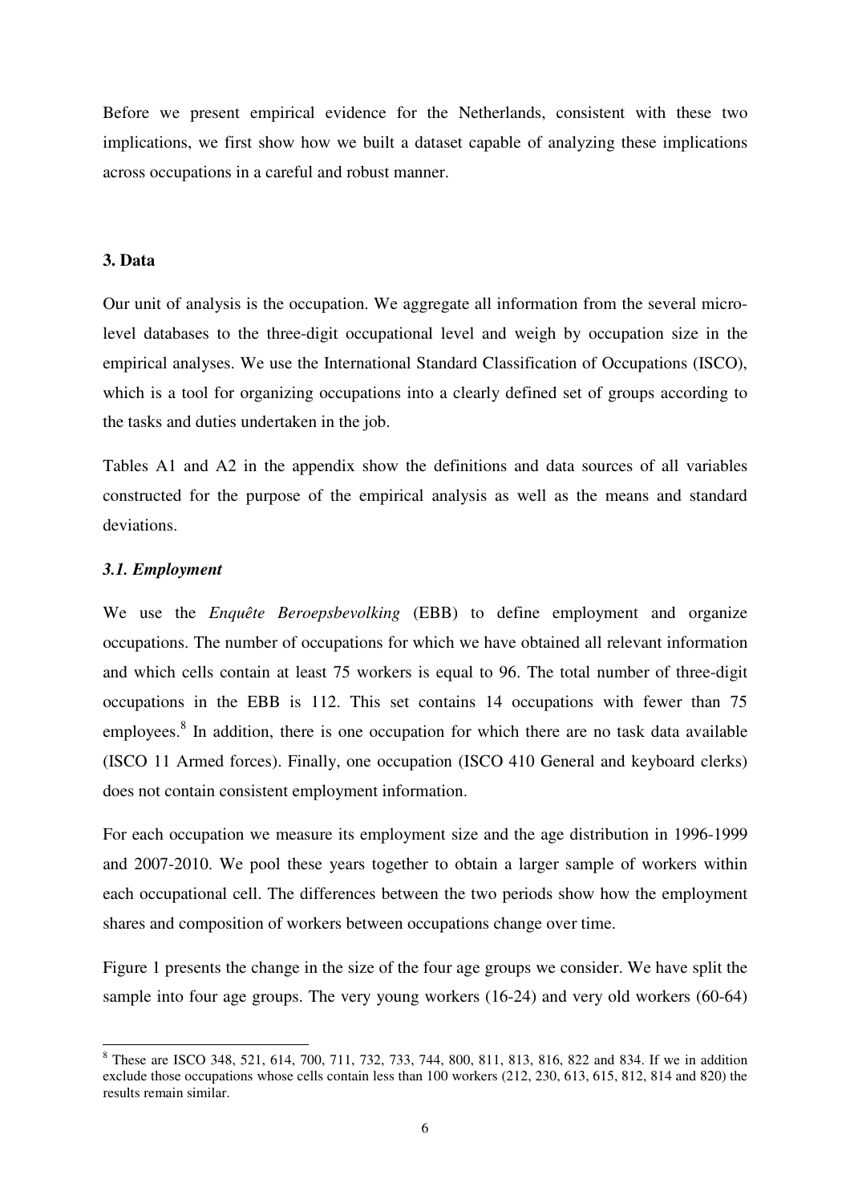Before we present empirical evidence for the Netherlands, consistent with these two implications, we first show how we built a dataset capable of analyzing these implications across occupations in a careful and robust manner.

### 3. Data

Our unit of analysis is the occupation. We aggregate all information from the several micro-level databases to the three-digit occupational level and weigh by occupation size in the empirical analyses. We use the International Standard Classification of Occupations (ISCO), which is a tool for organizing occupations into a clearly defined set of groups according to the tasks and duties undertaken in the job.

Tables A1 and A2 in the appendix show the definitions and data sources of all variables constructed for the purpose of the empirical analysis as well as the means and standard deviations.

#### *3.1. Employment*

We use the *Enquête Beroepsbevolking* (EBB) to define employment and organize occupations. The number of occupations for which we have obtained all relevant information and which cells contain at least 75 workers is equal to 96. The total number of three-digit occupations in the EBB is 112. This set contains 14 occupations with fewer than 75 employees.[8] In addition, there is one occupation for which there are no task data available (ISCO 11 Armed forces). Finally, one occupation (ISCO 410 General and keyboard clerks) does not contain consistent employment information.

For each occupation we measure its employment size and the age distribution in 1996-1999 and 2007-2010. We pool these years together to obtain a larger sample of workers within each occupational cell. The differences between the two periods show how the employment shares and composition of workers between occupations change over time.

Figure 1 presents the change in the size of the four age groups we consider. We have split the sample into four age groups. The very young workers (16-24) and very old workers (60-64)

[8] These are ISCO 348, 521, 614, 700, 711, 732, 733, 744, 800, 811, 813, 816, 822 and 834. If we in addition exclude those occupations whose cells contain less than 100 workers (212, 230, 613, 615, 812, 814 and 820) the results remain similar.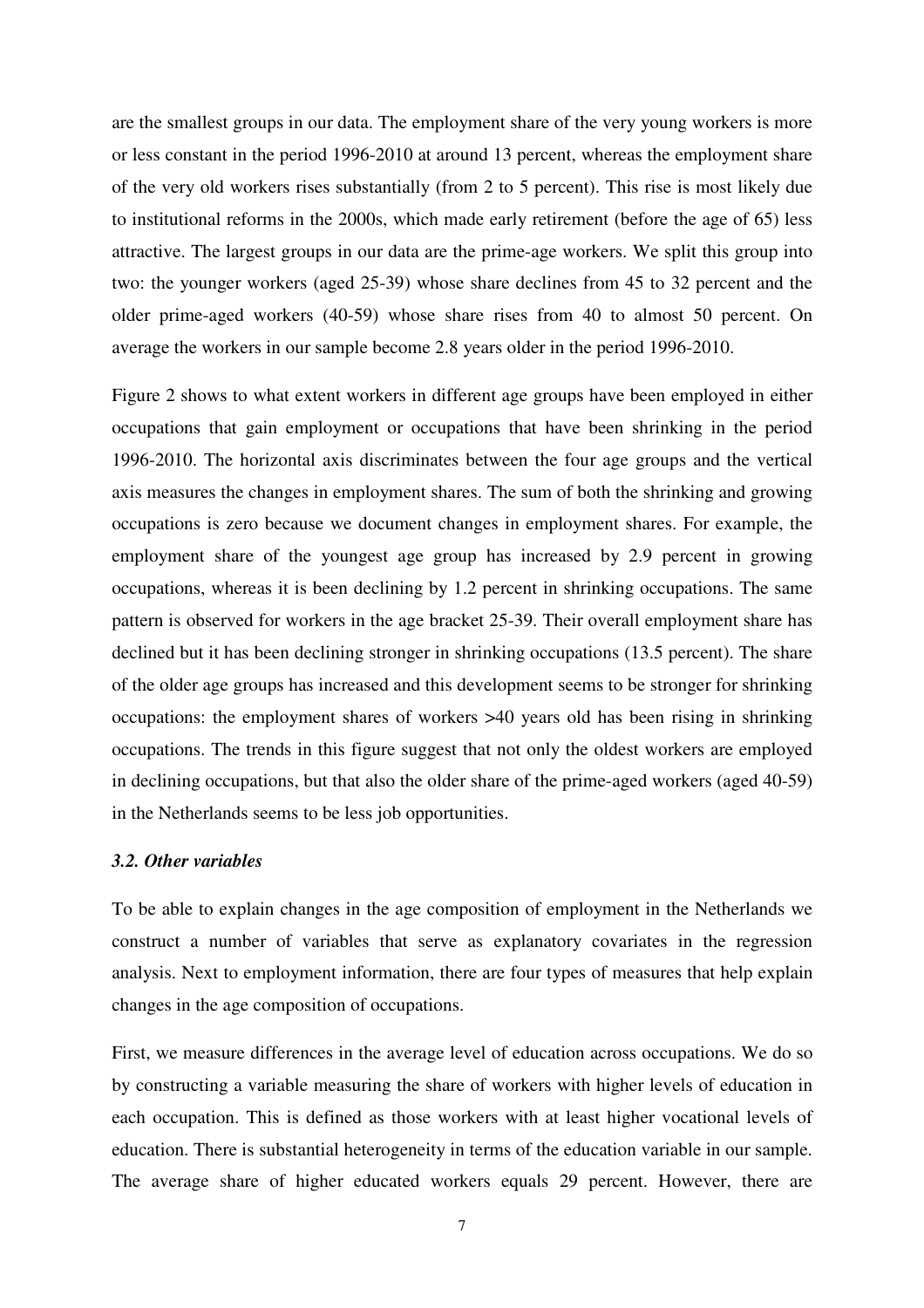are the smallest groups in our data. The employment share of the very young workers is more or less constant in the period 1996-2010 at around 13 percent, whereas the employment share of the very old workers rises substantially (from 2 to 5 percent). This rise is most likely due to institutional reforms in the 2000s, which made early retirement (before the age of 65) less attractive. The largest groups in our data are the prime-age workers. We split this group into two: the younger workers (aged 25-39) whose share declines from 45 to 32 percent and the older prime-aged workers (40-59) whose share rises from 40 to almost 50 percent. On average the workers in our sample become 2.8 years older in the period 1996-2010.

Figure 2 shows to what extent workers in different age groups have been employed in either occupations that gain employment or occupations that have been shrinking in the period 1996-2010. The horizontal axis discriminates between the four age groups and the vertical axis measures the changes in employment shares. The sum of both the shrinking and growing occupations is zero because we document changes in employment shares. For example, the employment share of the youngest age group has increased by 2.9 percent in growing occupations, whereas it is been declining by 1.2 percent in shrinking occupations. The same pattern is observed for workers in the age bracket 25-39. Their overall employment share has declined but it has been declining stronger in shrinking occupations (13.5 percent). The share of the older age groups has increased and this development seems to be stronger for shrinking occupations: the employment shares of workers >40 years old has been rising in shrinking occupations. The trends in this figure suggest that not only the oldest workers are employed in declining occupations, but that also the older share of the prime-aged workers (aged 40-59) in the Netherlands seems to be less job opportunities.

### *3.2. Other variables*

To be able to explain changes in the age composition of employment in the Netherlands we construct a number of variables that serve as explanatory covariates in the regression analysis. Next to employment information, there are four types of measures that help explain changes in the age composition of occupations.

First, we measure differences in the average level of education across occupations. We do so by constructing a variable measuring the share of workers with higher levels of education in each occupation. This is defined as those workers with at least higher vocational levels of education. There is substantial heterogeneity in terms of the education variable in our sample. The average share of higher educated workers equals 29 percent. However, there are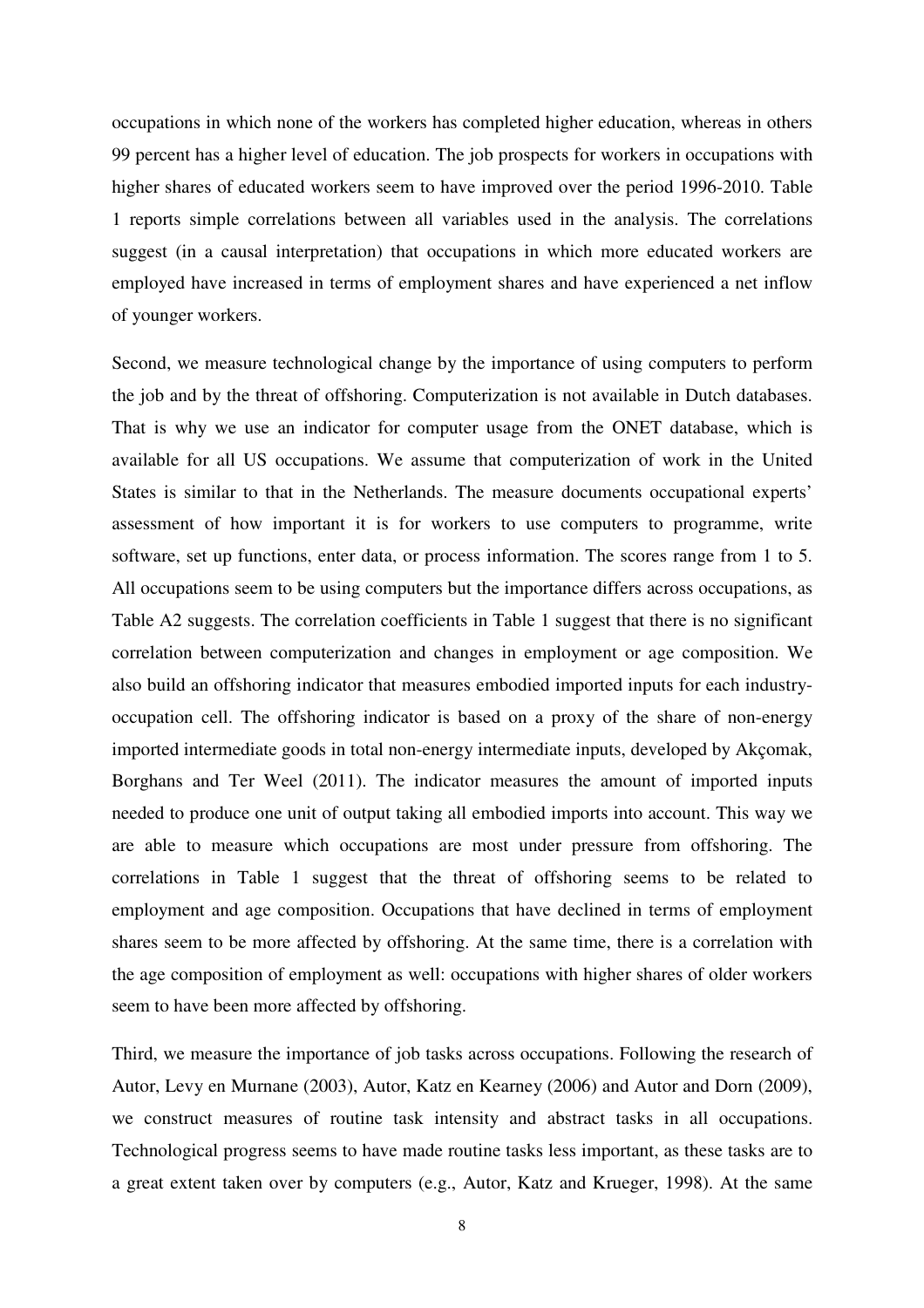occupations in which none of the workers has completed higher education, whereas in others 99 percent has a higher level of education. The job prospects for workers in occupations with higher shares of educated workers seem to have improved over the period 1996-2010. Table 1 reports simple correlations between all variables used in the analysis. The correlations suggest (in a causal interpretation) that occupations in which more educated workers are employed have increased in terms of employment shares and have experienced a net inflow of younger workers.

Second, we measure technological change by the importance of using computers to perform the job and by the threat of offshoring. Computerization is not available in Dutch databases. That is why we use an indicator for computer usage from the ONET database, which is available for all US occupations. We assume that computerization of work in the United States is similar to that in the Netherlands. The measure documents occupational experts' assessment of how important it is for workers to use computers to programme, write software, set up functions, enter data, or process information. The scores range from 1 to 5. All occupations seem to be using computers but the importance differs across occupations, as Table A2 suggests. The correlation coefficients in Table 1 suggest that there is no significant correlation between computerization and changes in employment or age composition. We also build an offshoring indicator that measures embodied imported inputs for each industry-occupation cell. The offshoring indicator is based on a proxy of the share of non-energy imported intermediate goods in total non-energy intermediate inputs, developed by Akçomak, Borghans and Ter Weel (2011). The indicator measures the amount of imported inputs needed to produce one unit of output taking all embodied imports into account. This way we are able to measure which occupations are most under pressure from offshoring. The correlations in Table 1 suggest that the threat of offshoring seems to be related to employment and age composition. Occupations that have declined in terms of employment shares seem to be more affected by offshoring. At the same time, there is a correlation with the age composition of employment as well: occupations with higher shares of older workers seem to have been more affected by offshoring.

Third, we measure the importance of job tasks across occupations. Following the research of Autor, Levy en Murnane (2003), Autor, Katz en Kearney (2006) and Autor and Dorn (2009), we construct measures of routine task intensity and abstract tasks in all occupations. Technological progress seems to have made routine tasks less important, as these tasks are to a great extent taken over by computers (e.g., Autor, Katz and Krueger, 1998). At the same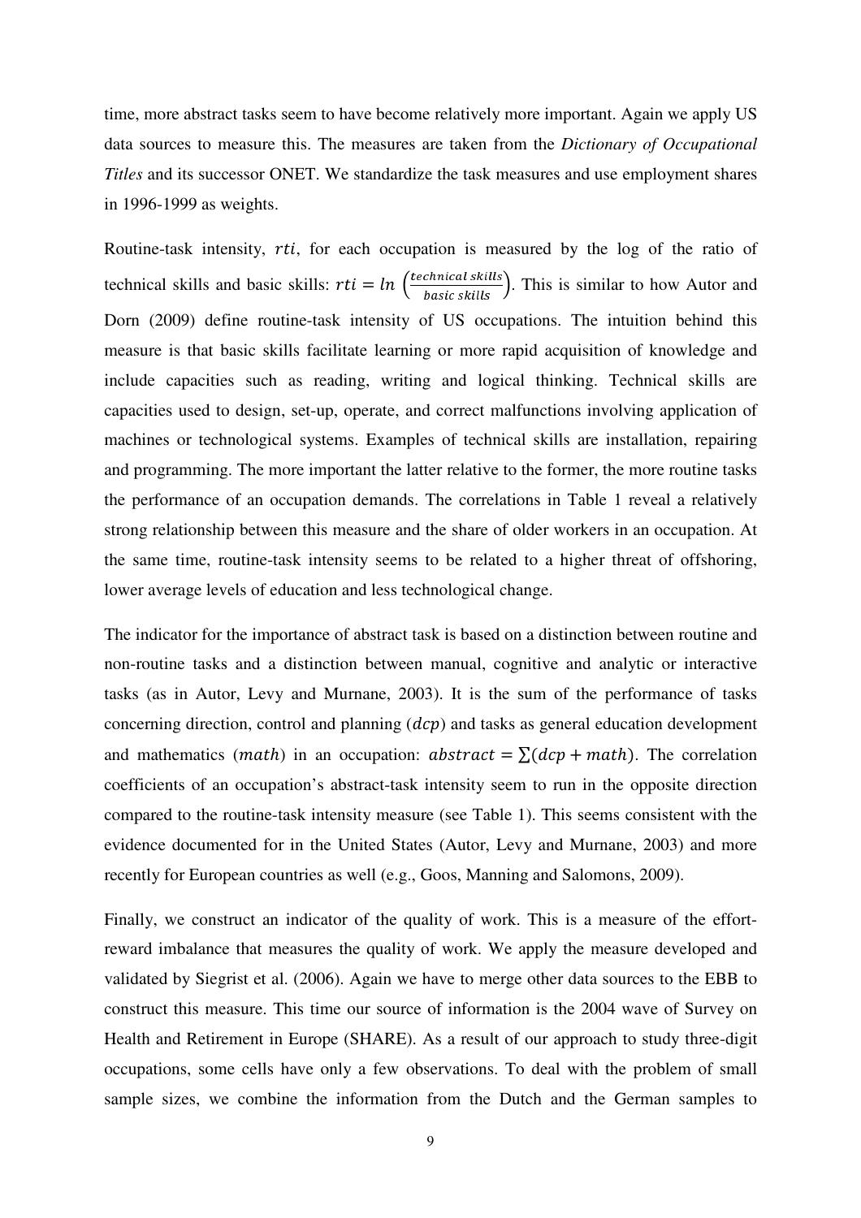time, more abstract tasks seem to have become relatively more important. Again we apply US data sources to measure this. The measures are taken from the *Dictionary of Occupational Titles* and its successor ONET. We standardize the task measures and use employment shares in 1996-1999 as weights.

Routine-task intensity, $rti$, for each occupation is measured by the log of the ratio of technical skills and basic skills: $rti = ln\left(\frac{technical\ skills}{basic\ skills}\right)$. This is similar to how Autor and Dorn (2009) define routine-task intensity of US occupations. The intuition behind this measure is that basic skills facilitate learning or more rapid acquisition of knowledge and include capacities such as reading, writing and logical thinking. Technical skills are capacities used to design, set-up, operate, and correct malfunctions involving application of machines or technological systems. Examples of technical skills are installation, repairing and programming. The more important the latter relative to the former, the more routine tasks the performance of an occupation demands. The correlations in Table 1 reveal a relatively strong relationship between this measure and the share of older workers in an occupation. At the same time, routine-task intensity seems to be related to a higher threat of offshoring, lower average levels of education and less technological change.

The indicator for the importance of abstract task is based on a distinction between routine and non-routine tasks and a distinction between manual, cognitive and analytic or interactive tasks (as in Autor, Levy and Murnane, 2003). It is the sum of the performance of tasks concerning direction, control and planning ($dcp$) and tasks as general education development and mathematics ($math$) in an occupation: $abstract = \sum(dcp + math)$. The correlation coefficients of an occupation's abstract-task intensity seem to run in the opposite direction compared to the routine-task intensity measure (see Table 1). This seems consistent with the evidence documented for in the United States (Autor, Levy and Murnane, 2003) and more recently for European countries as well (e.g., Goos, Manning and Salomons, 2009).

Finally, we construct an indicator of the quality of work. This is a measure of the effort-reward imbalance that measures the quality of work. We apply the measure developed and validated by Siegrist et al. (2006). Again we have to merge other data sources to the EBB to construct this measure. This time our source of information is the 2004 wave of Survey on Health and Retirement in Europe (SHARE). As a result of our approach to study three-digit occupations, some cells have only a few observations. To deal with the problem of small sample sizes, we combine the information from the Dutch and the German samples to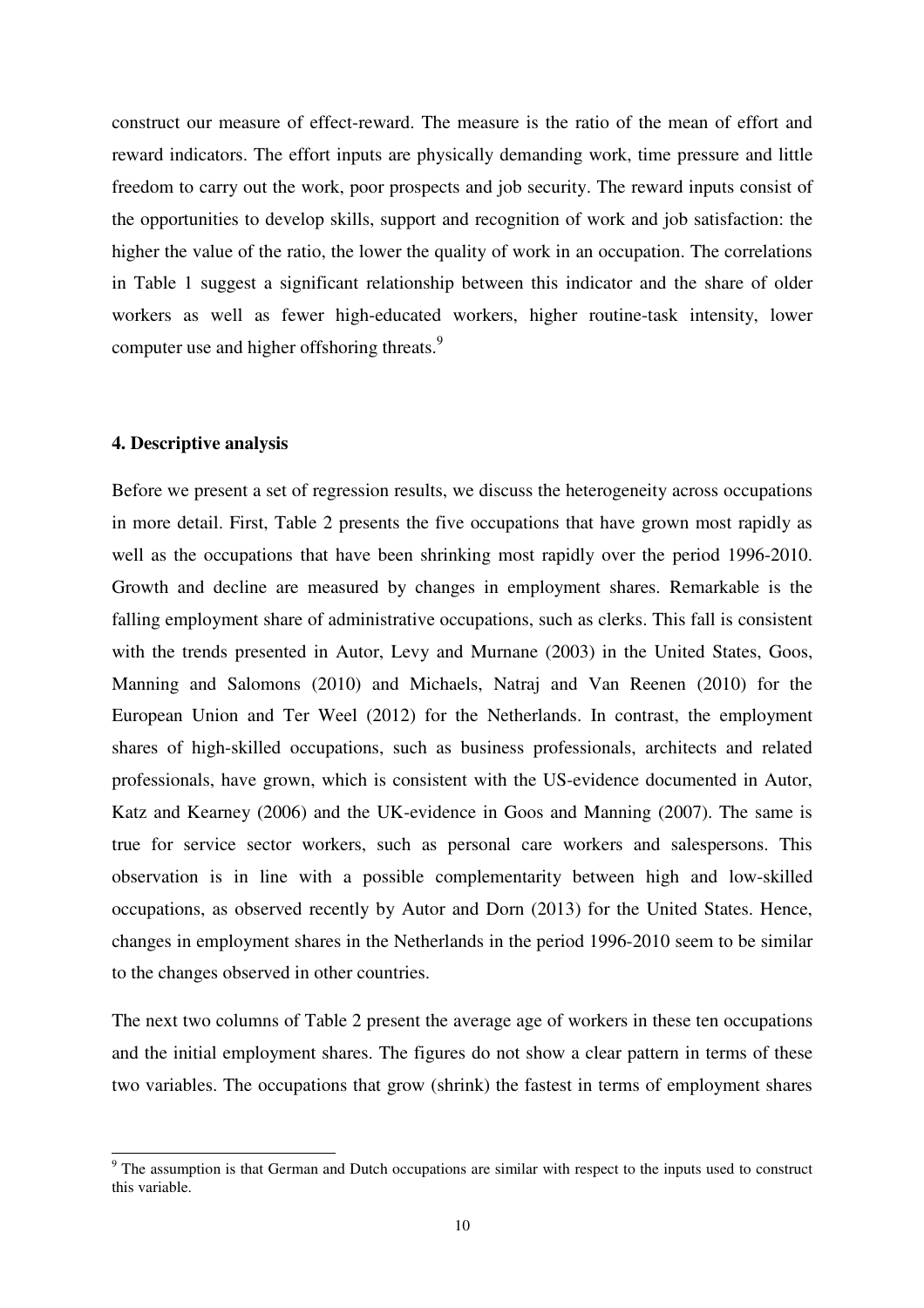construct our measure of effect-reward. The measure is the ratio of the mean of effort and reward indicators. The effort inputs are physically demanding work, time pressure and little freedom to carry out the work, poor prospects and job security. The reward inputs consist of the opportunities to develop skills, support and recognition of work and job satisfaction: the higher the value of the ratio, the lower the quality of work in an occupation. The correlations in Table 1 suggest a significant relationship between this indicator and the share of older workers as well as fewer high-educated workers, higher routine-task intensity, lower computer use and higher offshoring threats.[9]

#### 4. Descriptive analysis

Before we present a set of regression results, we discuss the heterogeneity across occupations in more detail. First, Table 2 presents the five occupations that have grown most rapidly as well as the occupations that have been shrinking most rapidly over the period 1996-2010. Growth and decline are measured by changes in employment shares. Remarkable is the falling employment share of administrative occupations, such as clerks. This fall is consistent with the trends presented in Autor, Levy and Murnane (2003) in the United States, Goos, Manning and Salomons (2010) and Michaels, Natraj and Van Reenen (2010) for the European Union and Ter Weel (2012) for the Netherlands. In contrast, the employment shares of high-skilled occupations, such as business professionals, architects and related professionals, have grown, which is consistent with the US-evidence documented in Autor, Katz and Kearney (2006) and the UK-evidence in Goos and Manning (2007). The same is true for service sector workers, such as personal care workers and salespersons. This observation is in line with a possible complementarity between high and low-skilled occupations, as observed recently by Autor and Dorn (2013) for the United States. Hence, changes in employment shares in the Netherlands in the period 1996-2010 seem to be similar to the changes observed in other countries.

The next two columns of Table 2 present the average age of workers in these ten occupations and the initial employment shares. The figures do not show a clear pattern in terms of these two variables. The occupations that grow (shrink) the fastest in terms of employment shares

[9] The assumption is that German and Dutch occupations are similar with respect to the inputs used to construct this variable.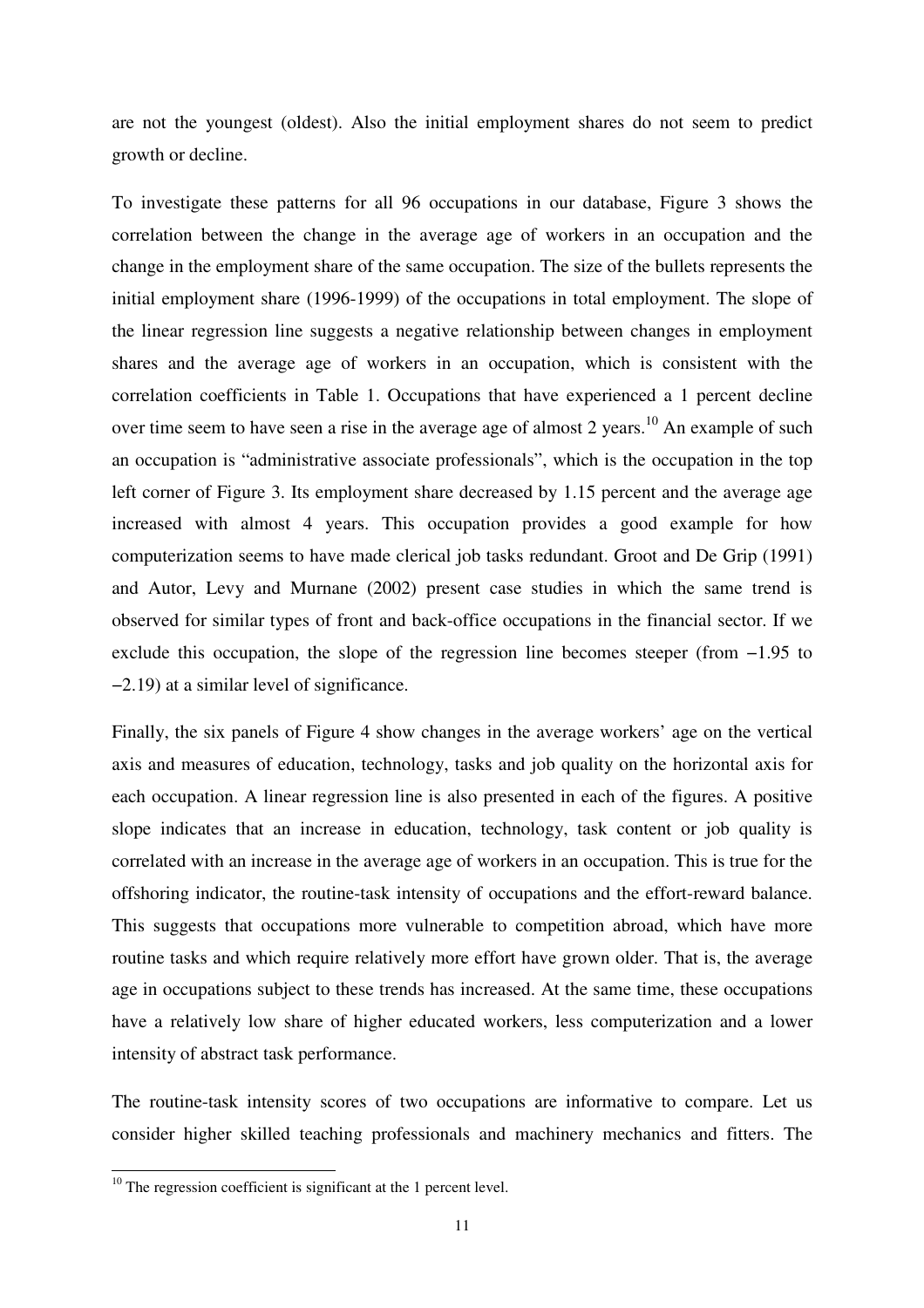are not the youngest (oldest). Also the initial employment shares do not seem to predict growth or decline.

To investigate these patterns for all 96 occupations in our database, Figure 3 shows the correlation between the change in the average age of workers in an occupation and the change in the employment share of the same occupation. The size of the bullets represents the initial employment share (1996-1999) of the occupations in total employment. The slope of the linear regression line suggests a negative relationship between changes in employment shares and the average age of workers in an occupation, which is consistent with the correlation coefficients in Table 1. Occupations that have experienced a 1 percent decline over time seem to have seen a rise in the average age of almost 2 years.[10] An example of such an occupation is "administrative associate professionals", which is the occupation in the top left corner of Figure 3. Its employment share decreased by 1.15 percent and the average age increased with almost 4 years. This occupation provides a good example for how computerization seems to have made clerical job tasks redundant. Groot and De Grip (1991) and Autor, Levy and Murnane (2002) present case studies in which the same trend is observed for similar types of front and back-office occupations in the financial sector. If we exclude this occupation, the slope of the regression line becomes steeper (from −1.95 to −2.19) at a similar level of significance.

Finally, the six panels of Figure 4 show changes in the average workers' age on the vertical axis and measures of education, technology, tasks and job quality on the horizontal axis for each occupation. A linear regression line is also presented in each of the figures. A positive slope indicates that an increase in education, technology, task content or job quality is correlated with an increase in the average age of workers in an occupation. This is true for the offshoring indicator, the routine-task intensity of occupations and the effort-reward balance. This suggests that occupations more vulnerable to competition abroad, which have more routine tasks and which require relatively more effort have grown older. That is, the average age in occupations subject to these trends has increased. At the same time, these occupations have a relatively low share of higher educated workers, less computerization and a lower intensity of abstract task performance.

The routine-task intensity scores of two occupations are informative to compare. Let us consider higher skilled teaching professionals and machinery mechanics and fitters. The

[10] The regression coefficient is significant at the 1 percent level.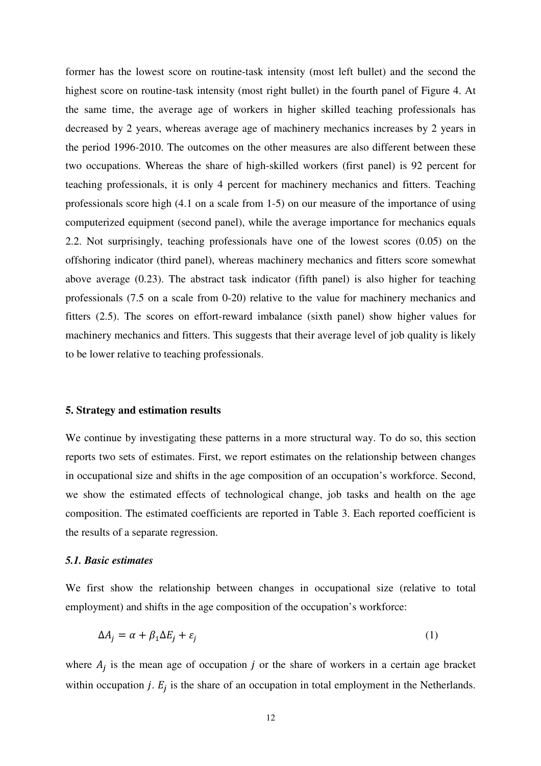former has the lowest score on routine-task intensity (most left bullet) and the second the highest score on routine-task intensity (most right bullet) in the fourth panel of Figure 4. At the same time, the average age of workers in higher skilled teaching professionals has decreased by 2 years, whereas average age of machinery mechanics increases by 2 years in the period 1996-2010. The outcomes on the other measures are also different between these two occupations. Whereas the share of high-skilled workers (first panel) is 92 percent for teaching professionals, it is only 4 percent for machinery mechanics and fitters. Teaching professionals score high (4.1 on a scale from 1-5) on our measure of the importance of using computerized equipment (second panel), while the average importance for mechanics equals 2.2. Not surprisingly, teaching professionals have one of the lowest scores (0.05) on the offshoring indicator (third panel), whereas machinery mechanics and fitters score somewhat above average (0.23). The abstract task indicator (fifth panel) is also higher for teaching professionals (7.5 on a scale from 0-20) relative to the value for machinery mechanics and fitters (2.5). The scores on effort-reward imbalance (sixth panel) show higher values for machinery mechanics and fitters. This suggests that their average level of job quality is likely to be lower relative to teaching professionals.

## 5. Strategy and estimation results

We continue by investigating these patterns in a more structural way. To do so, this section reports two sets of estimates. First, we report estimates on the relationship between changes in occupational size and shifts in the age composition of an occupation's workforce. Second, we show the estimated effects of technological change, job tasks and health on the age composition. The estimated coefficients are reported in Table 3. Each reported coefficient is the results of a separate regression.

### *5.1. Basic estimates*

We first show the relationship between changes in occupational size (relative to total employment) and shifts in the age composition of the occupation's workforce:

$$\Delta A_j = \alpha + \beta_1 \Delta E_j + \varepsilon_j \qquad (1)$$

where $A_j$ is the mean age of occupation $j$ or the share of workers in a certain age bracket within occupation $j$. $E_j$ is the share of an occupation in total employment in the Netherlands.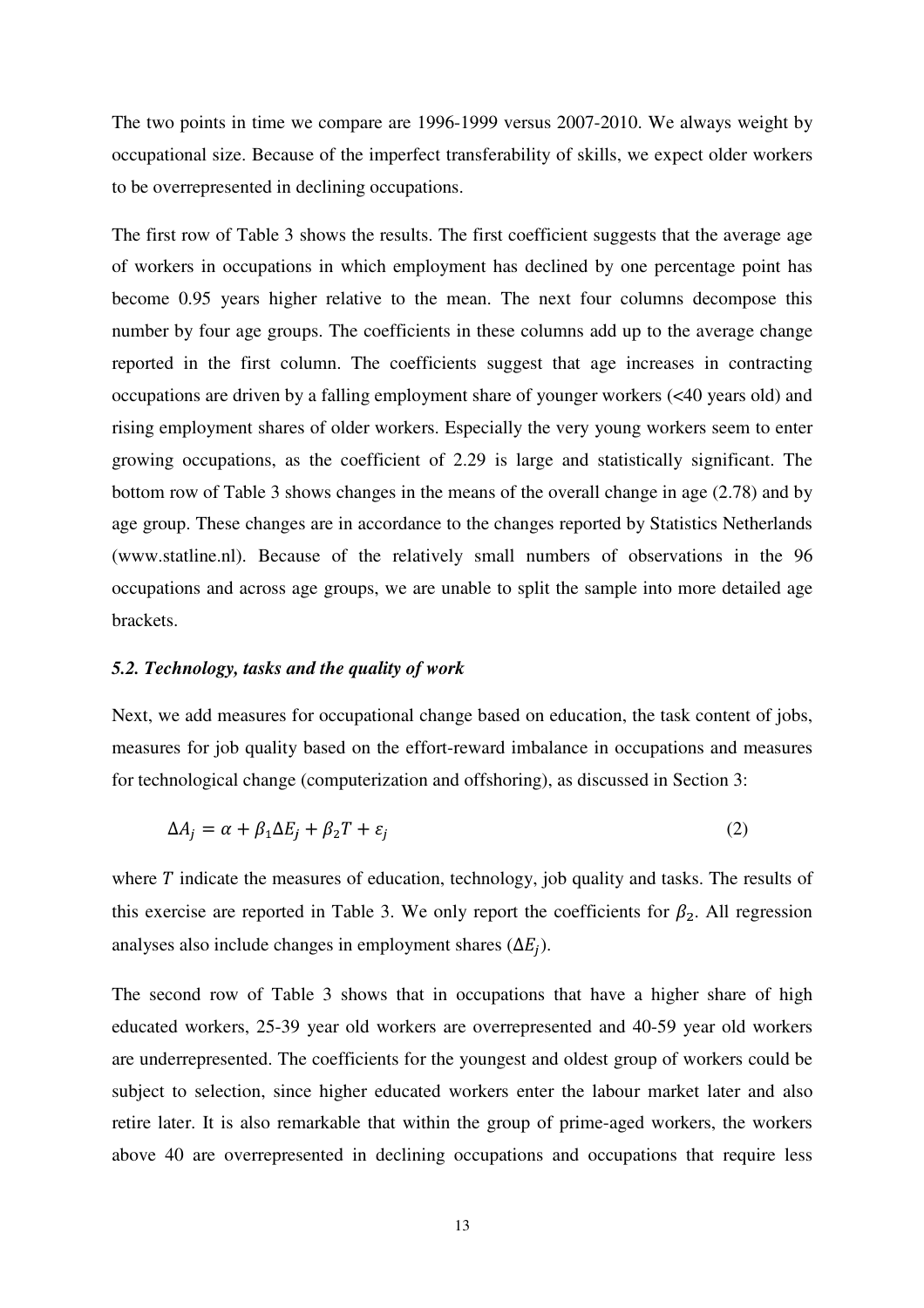The two points in time we compare are 1996-1999 versus 2007-2010. We always weight by occupational size. Because of the imperfect transferability of skills, we expect older workers to be overrepresented in declining occupations.

The first row of Table 3 shows the results. The first coefficient suggests that the average age of workers in occupations in which employment has declined by one percentage point has become 0.95 years higher relative to the mean. The next four columns decompose this number by four age groups. The coefficients in these columns add up to the average change reported in the first column. The coefficients suggest that age increases in contracting occupations are driven by a falling employment share of younger workers (<40 years old) and rising employment shares of older workers. Especially the very young workers seem to enter growing occupations, as the coefficient of 2.29 is large and statistically significant. The bottom row of Table 3 shows changes in the means of the overall change in age (2.78) and by age group. These changes are in accordance to the changes reported by Statistics Netherlands (www.statline.nl). Because of the relatively small numbers of observations in the 96 occupations and across age groups, we are unable to split the sample into more detailed age brackets.

### *5.2. Technology, tasks and the quality of work*

Next, we add measures for occupational change based on education, the task content of jobs, measures for job quality based on the effort-reward imbalance in occupations and measures for technological change (computerization and offshoring), as discussed in Section 3:

$$\Delta A_j = \alpha + \beta_1 \Delta E_j + \beta_2 T + \varepsilon_j \qquad (2)$$

where $T$ indicate the measures of education, technology, job quality and tasks. The results of this exercise are reported in Table 3. We only report the coefficients for $\beta_2$. All regression analyses also include changes in employment shares ($\Delta E_j$).

The second row of Table 3 shows that in occupations that have a higher share of high educated workers, 25-39 year old workers are overrepresented and 40-59 year old workers are underrepresented. The coefficients for the youngest and oldest group of workers could be subject to selection, since higher educated workers enter the labour market later and also retire later. It is also remarkable that within the group of prime-aged workers, the workers above 40 are overrepresented in declining occupations and occupations that require less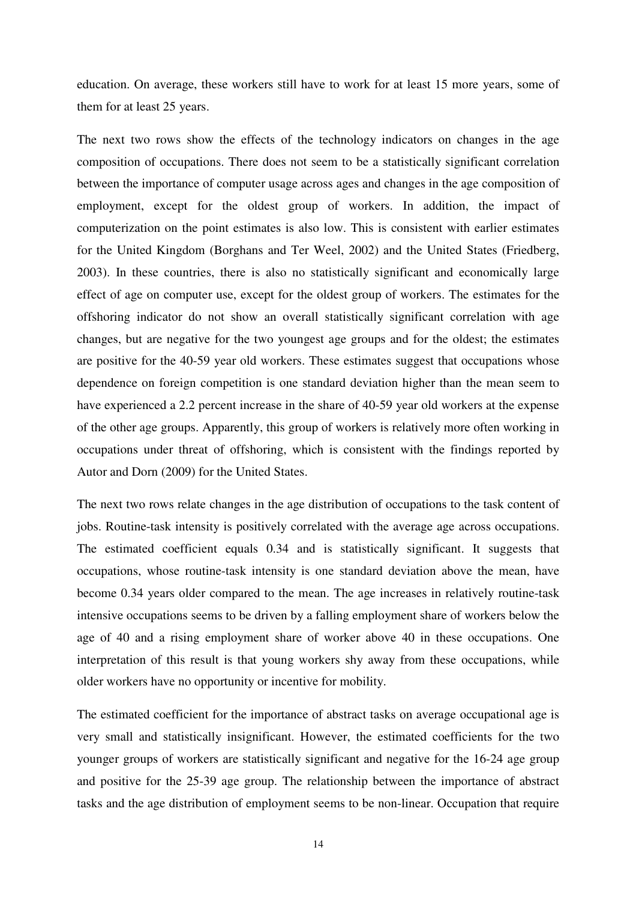education. On average, these workers still have to work for at least 15 more years, some of them for at least 25 years.

The next two rows show the effects of the technology indicators on changes in the age composition of occupations. There does not seem to be a statistically significant correlation between the importance of computer usage across ages and changes in the age composition of employment, except for the oldest group of workers. In addition, the impact of computerization on the point estimates is also low. This is consistent with earlier estimates for the United Kingdom (Borghans and Ter Weel, 2002) and the United States (Friedberg, 2003). In these countries, there is also no statistically significant and economically large effect of age on computer use, except for the oldest group of workers. The estimates for the offshoring indicator do not show an overall statistically significant correlation with age changes, but are negative for the two youngest age groups and for the oldest; the estimates are positive for the 40-59 year old workers. These estimates suggest that occupations whose dependence on foreign competition is one standard deviation higher than the mean seem to have experienced a 2.2 percent increase in the share of 40-59 year old workers at the expense of the other age groups. Apparently, this group of workers is relatively more often working in occupations under threat of offshoring, which is consistent with the findings reported by Autor and Dorn (2009) for the United States.

The next two rows relate changes in the age distribution of occupations to the task content of jobs. Routine-task intensity is positively correlated with the average age across occupations. The estimated coefficient equals 0.34 and is statistically significant. It suggests that occupations, whose routine-task intensity is one standard deviation above the mean, have become 0.34 years older compared to the mean. The age increases in relatively routine-task intensive occupations seems to be driven by a falling employment share of workers below the age of 40 and a rising employment share of worker above 40 in these occupations. One interpretation of this result is that young workers shy away from these occupations, while older workers have no opportunity or incentive for mobility.

The estimated coefficient for the importance of abstract tasks on average occupational age is very small and statistically insignificant. However, the estimated coefficients for the two younger groups of workers are statistically significant and negative for the 16-24 age group and positive for the 25-39 age group. The relationship between the importance of abstract tasks and the age distribution of employment seems to be non-linear. Occupation that require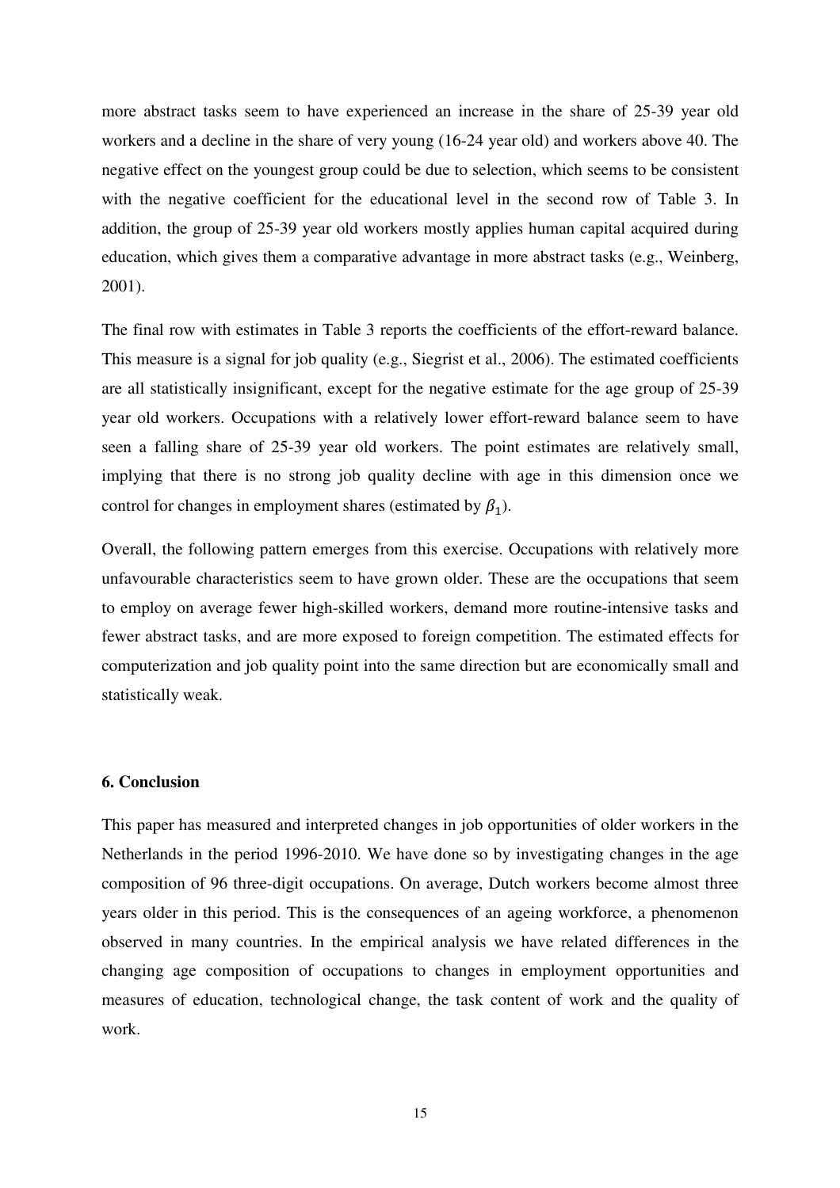more abstract tasks seem to have experienced an increase in the share of 25-39 year old workers and a decline in the share of very young (16-24 year old) and workers above 40. The negative effect on the youngest group could be due to selection, which seems to be consistent with the negative coefficient for the educational level in the second row of Table 3. In addition, the group of 25-39 year old workers mostly applies human capital acquired during education, which gives them a comparative advantage in more abstract tasks (e.g., Weinberg, 2001).

The final row with estimates in Table 3 reports the coefficients of the effort-reward balance. This measure is a signal for job quality (e.g., Siegrist et al., 2006). The estimated coefficients are all statistically insignificant, except for the negative estimate for the age group of 25-39 year old workers. Occupations with a relatively lower effort-reward balance seem to have seen a falling share of 25-39 year old workers. The point estimates are relatively small, implying that there is no strong job quality decline with age in this dimension once we control for changes in employment shares (estimated by $\beta_1$).

Overall, the following pattern emerges from this exercise. Occupations with relatively more unfavourable characteristics seem to have grown older. These are the occupations that seem to employ on average fewer high-skilled workers, demand more routine-intensive tasks and fewer abstract tasks, and are more exposed to foreign competition. The estimated effects for computerization and job quality point into the same direction but are economically small and statistically weak.

## 6. Conclusion

This paper has measured and interpreted changes in job opportunities of older workers in the Netherlands in the period 1996-2010. We have done so by investigating changes in the age composition of 96 three-digit occupations. On average, Dutch workers become almost three years older in this period. This is the consequences of an ageing workforce, a phenomenon observed in many countries. In the empirical analysis we have related differences in the changing age composition of occupations to changes in employment opportunities and measures of education, technological change, the task content of work and the quality of work.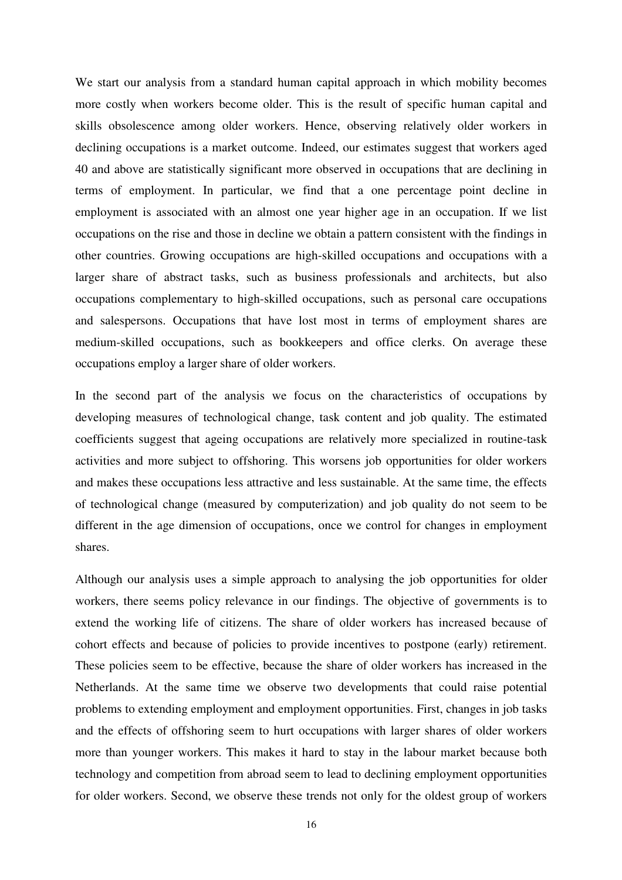We start our analysis from a standard human capital approach in which mobility becomes more costly when workers become older. This is the result of specific human capital and skills obsolescence among older workers. Hence, observing relatively older workers in declining occupations is a market outcome. Indeed, our estimates suggest that workers aged 40 and above are statistically significant more observed in occupations that are declining in terms of employment. In particular, we find that a one percentage point decline in employment is associated with an almost one year higher age in an occupation. If we list occupations on the rise and those in decline we obtain a pattern consistent with the findings in other countries. Growing occupations are high-skilled occupations and occupations with a larger share of abstract tasks, such as business professionals and architects, but also occupations complementary to high-skilled occupations, such as personal care occupations and salespersons. Occupations that have lost most in terms of employment shares are medium-skilled occupations, such as bookkeepers and office clerks. On average these occupations employ a larger share of older workers.

In the second part of the analysis we focus on the characteristics of occupations by developing measures of technological change, task content and job quality. The estimated coefficients suggest that ageing occupations are relatively more specialized in routine-task activities and more subject to offshoring. This worsens job opportunities for older workers and makes these occupations less attractive and less sustainable. At the same time, the effects of technological change (measured by computerization) and job quality do not seem to be different in the age dimension of occupations, once we control for changes in employment shares.

Although our analysis uses a simple approach to analysing the job opportunities for older workers, there seems policy relevance in our findings. The objective of governments is to extend the working life of citizens. The share of older workers has increased because of cohort effects and because of policies to provide incentives to postpone (early) retirement. These policies seem to be effective, because the share of older workers has increased in the Netherlands. At the same time we observe two developments that could raise potential problems to extending employment and employment opportunities. First, changes in job tasks and the effects of offshoring seem to hurt occupations with larger shares of older workers more than younger workers. This makes it hard to stay in the labour market because both technology and competition from abroad seem to lead to declining employment opportunities for older workers. Second, we observe these trends not only for the oldest group of workers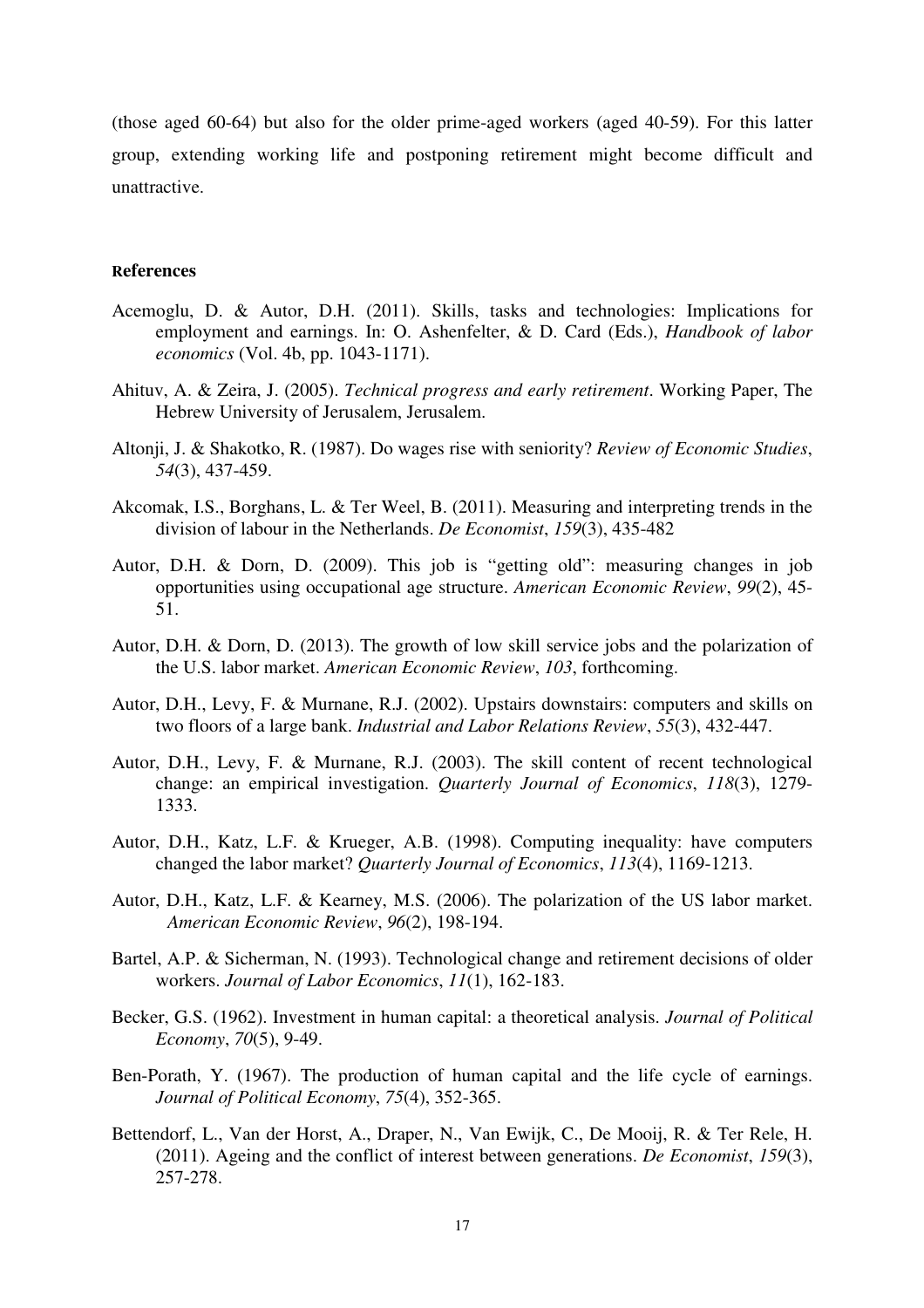(those aged 60-64) but also for the older prime-aged workers (aged 40-59). For this latter group, extending working life and postponing retirement might become difficult and unattractive.

## References

Acemoglu, D. & Autor, D.H. (2011). Skills, tasks and technologies: Implications for employment and earnings. In: O. Ashenfelter, & D. Card (Eds.), *Handbook of labor economics* (Vol. 4b, pp. 1043-1171).

Ahituv, A. & Zeira, J. (2005). *Technical progress and early retirement*. Working Paper, The Hebrew University of Jerusalem, Jerusalem.

Altonji, J. & Shakotko, R. (1987). Do wages rise with seniority? *Review of Economic Studies*, *54*(3), 437-459.

Akcomak, I.S., Borghans, L. & Ter Weel, B. (2011). Measuring and interpreting trends in the division of labour in the Netherlands. *De Economist*, *159*(3), 435-482

Autor, D.H. & Dorn, D. (2009). This job is "getting old": measuring changes in job opportunities using occupational age structure. *American Economic Review*, *99*(2), 45-51.

Autor, D.H. & Dorn, D. (2013). The growth of low skill service jobs and the polarization of the U.S. labor market. *American Economic Review*, *103*, forthcoming.

Autor, D.H., Levy, F. & Murnane, R.J. (2002). Upstairs downstairs: computers and skills on two floors of a large bank. *Industrial and Labor Relations Review*, *55*(3), 432-447.

Autor, D.H., Levy, F. & Murnane, R.J. (2003). The skill content of recent technological change: an empirical investigation. *Quarterly Journal of Economics*, *118*(3), 1279-1333.

Autor, D.H., Katz, L.F. & Krueger, A.B. (1998). Computing inequality: have computers changed the labor market? *Quarterly Journal of Economics*, *113*(4), 1169-1213.

Autor, D.H., Katz, L.F. & Kearney, M.S. (2006). The polarization of the US labor market. *American Economic Review*, *96*(2), 198-194.

Bartel, A.P. & Sicherman, N. (1993). Technological change and retirement decisions of older workers. *Journal of Labor Economics*, *11*(1), 162-183.

Becker, G.S. (1962). Investment in human capital: a theoretical analysis. *Journal of Political Economy*, *70*(5), 9-49.

Ben-Porath, Y. (1967). The production of human capital and the life cycle of earnings. *Journal of Political Economy*, *75*(4), 352-365.

Bettendorf, L., Van der Horst, A., Draper, N., Van Ewijk, C., De Mooij, R. & Ter Rele, H. (2011). Ageing and the conflict of interest between generations. *De Economist*, *159*(3), 257-278.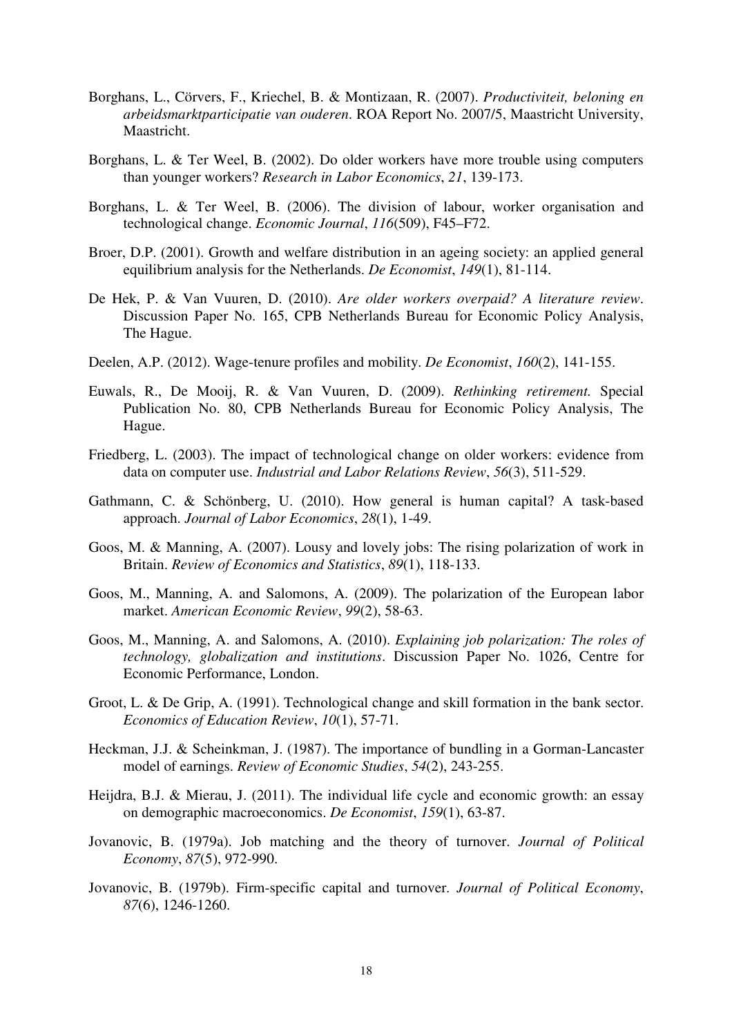Borghans, L., Cörvers, F., Kriechel, B. & Montizaan, R. (2007). *Productiviteit, beloning en arbeidsmarktparticipatie van ouderen*. ROA Report No. 2007/5, Maastricht University, Maastricht.

Borghans, L. & Ter Weel, B. (2002). Do older workers have more trouble using computers than younger workers? *Research in Labor Economics*, *21*, 139-173.

Borghans, L. & Ter Weel, B. (2006). The division of labour, worker organisation and technological change. *Economic Journal*, *116*(509), F45–F72.

Broer, D.P. (2001). Growth and welfare distribution in an ageing society: an applied general equilibrium analysis for the Netherlands. *De Economist*, *149*(1), 81-114.

De Hek, P. & Van Vuuren, D. (2010). *Are older workers overpaid? A literature review*. Discussion Paper No. 165, CPB Netherlands Bureau for Economic Policy Analysis, The Hague.

Deelen, A.P. (2012). Wage-tenure profiles and mobility. *De Economist*, *160*(2), 141-155.

Euwals, R., De Mooij, R. & Van Vuuren, D. (2009). *Rethinking retirement.* Special Publication No. 80, CPB Netherlands Bureau for Economic Policy Analysis, The Hague.

Friedberg, L. (2003). The impact of technological change on older workers: evidence from data on computer use. *Industrial and Labor Relations Review*, *56*(3), 511-529.

Gathmann, C. & Schönberg, U. (2010). How general is human capital? A task-based approach. *Journal of Labor Economics*, *28*(1), 1-49.

Goos, M. & Manning, A. (2007). Lousy and lovely jobs: The rising polarization of work in Britain. *Review of Economics and Statistics*, *89*(1), 118-133.

Goos, M., Manning, A. and Salomons, A. (2009). The polarization of the European labor market. *American Economic Review*, *99*(2), 58-63.

Goos, M., Manning, A. and Salomons, A. (2010). *Explaining job polarization: The roles of technology, globalization and institutions*. Discussion Paper No. 1026, Centre for Economic Performance, London.

Groot, L. & De Grip, A. (1991). Technological change and skill formation in the bank sector. *Economics of Education Review*, *10*(1), 57-71.

Heckman, J.J. & Scheinkman, J. (1987). The importance of bundling in a Gorman-Lancaster model of earnings. *Review of Economic Studies*, *54*(2), 243-255.

Heijdra, B.J. & Mierau, J. (2011). The individual life cycle and economic growth: an essay on demographic macroeconomics. *De Economist*, *159*(1), 63-87.

Jovanovic, B. (1979a). Job matching and the theory of turnover. *Journal of Political Economy*, *87*(5), 972-990.

Jovanovic, B. (1979b). Firm-specific capital and turnover. *Journal of Political Economy*, *87*(6), 1246-1260.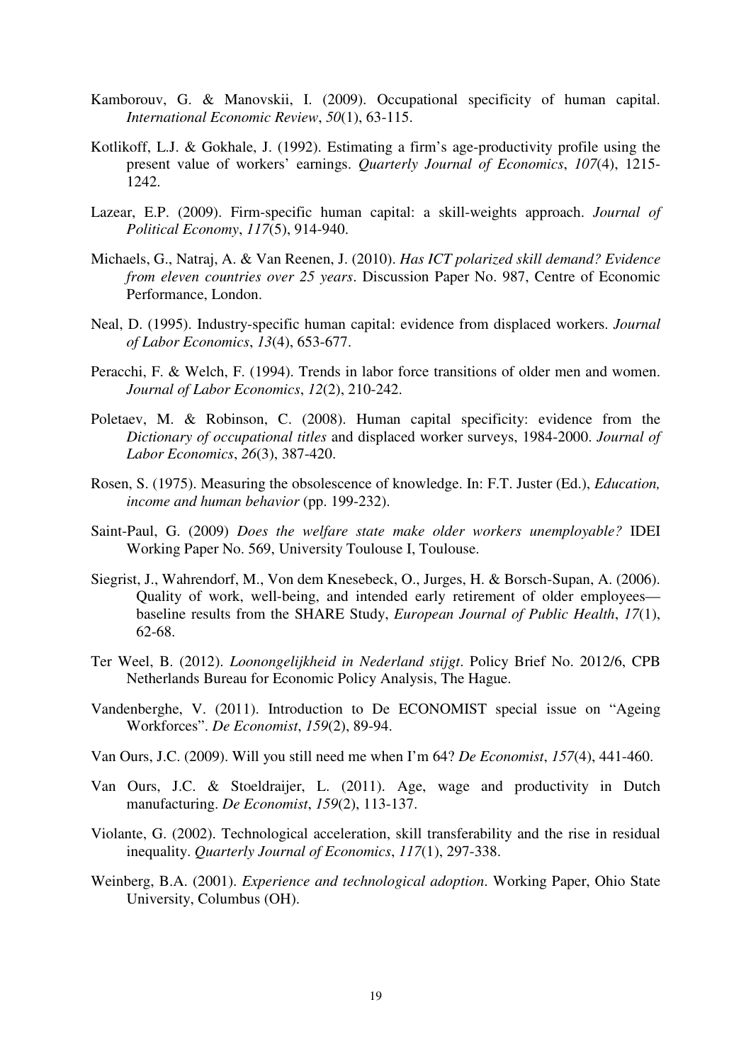Kamborouv, G. & Manovskii, I. (2009). Occupational specificity of human capital. *International Economic Review*, *50*(1), 63-115.

Kotlikoff, L.J. & Gokhale, J. (1992). Estimating a firm's age-productivity profile using the present value of workers' earnings. *Quarterly Journal of Economics*, *107*(4), 1215-1242.

Lazear, E.P. (2009). Firm-specific human capital: a skill-weights approach. *Journal of Political Economy*, *117*(5), 914-940.

Michaels, G., Natraj, A. & Van Reenen, J. (2010). *Has ICT polarized skill demand? Evidence from eleven countries over 25 years*. Discussion Paper No. 987, Centre of Economic Performance, London.

Neal, D. (1995). Industry-specific human capital: evidence from displaced workers. *Journal of Labor Economics*, *13*(4), 653-677.

Peracchi, F. & Welch, F. (1994). Trends in labor force transitions of older men and women. *Journal of Labor Economics*, *12*(2), 210-242.

Poletaev, M. & Robinson, C. (2008). Human capital specificity: evidence from the *Dictionary of occupational titles* and displaced worker surveys, 1984-2000. *Journal of Labor Economics*, *26*(3), 387-420.

Rosen, S. (1975). Measuring the obsolescence of knowledge. In: F.T. Juster (Ed.), *Education, income and human behavior* (pp. 199-232).

Saint-Paul, G. (2009) *Does the welfare state make older workers unemployable?* IDEI Working Paper No. 569, University Toulouse I, Toulouse.

Siegrist, J., Wahrendorf, M., Von dem Knesebeck, O., Jurges, H. & Borsch-Supan, A. (2006). Quality of work, well-being, and intended early retirement of older employees—baseline results from the SHARE Study, *European Journal of Public Health*, *17*(1), 62-68.

Ter Weel, B. (2012). *Loonongelijkheid in Nederland stijgt*. Policy Brief No. 2012/6, CPB Netherlands Bureau for Economic Policy Analysis, The Hague.

Vandenberghe, V. (2011). Introduction to De ECONOMIST special issue on "Ageing Workforces". *De Economist*, *159*(2), 89-94.

Van Ours, J.C. (2009). Will you still need me when I'm 64? *De Economist*, *157*(4), 441-460.

Van Ours, J.C. & Stoeldraijer, L. (2011). Age, wage and productivity in Dutch manufacturing. *De Economist*, *159*(2), 113-137.

Violante, G. (2002). Technological acceleration, skill transferability and the rise in residual inequality. *Quarterly Journal of Economics*, *117*(1), 297-338.

Weinberg, B.A. (2001). *Experience and technological adoption*. Working Paper, Ohio State University, Columbus (OH).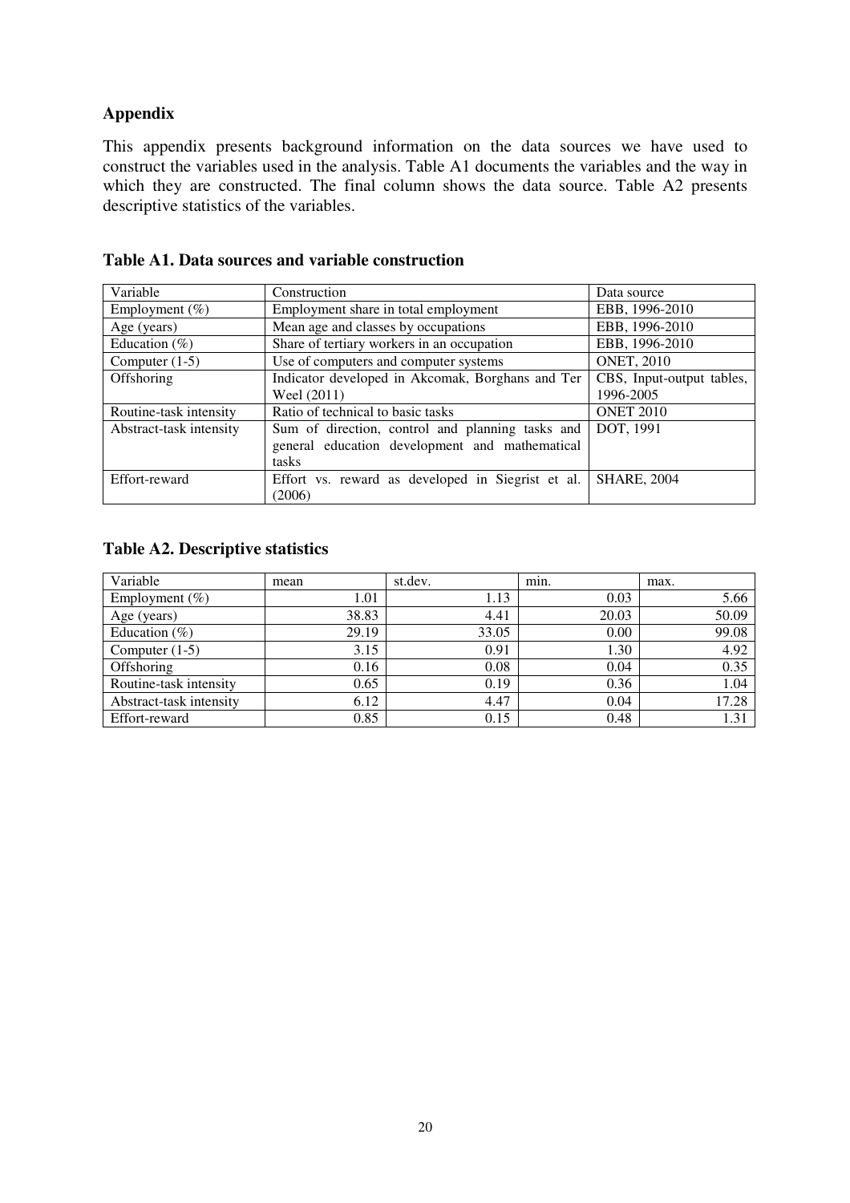## Appendix

This appendix presents background information on the data sources we have used to construct the variables used in the analysis. Table A1 documents the variables and the way in which they are constructed. The final column shows the data source. Table A2 presents descriptive statistics of the variables.

**Table A1. Data sources and variable construction**

| Variable | Construction | Data source |
|---|---|---|
| Employment (%) | Employment share in total employment | EBB, 1996-2010 |
| Age (years) | Mean age and classes by occupations | EBB, 1996-2010 |
| Education (%) | Share of tertiary workers in an occupation | EBB, 1996-2010 |
| Computer (1-5) | Use of computers and computer systems | ONET, 2010 |
| Offshoring | Indicator developed in Akcomak, Borghans and Ter Weel (2011) | CBS, Input-output tables, 1996-2005 |
| Routine-task intensity | Ratio of technical to basic tasks | ONET 2010 |
| Abstract-task intensity | Sum of direction, control and planning tasks and general education development and mathematical tasks | DOT, 1991 |
| Effort-reward | Effort vs. reward as developed in Siegrist et al. (2006) | SHARE, 2004 |

**Table A2. Descriptive statistics**

| Variable | mean | st.dev. | min. | max. |
|---|---|---|---|---|
| Employment (%) | 1.01 | 1.13 | 0.03 | 5.66 |
| Age (years) | 38.83 | 4.41 | 20.03 | 50.09 |
| Education (%) | 29.19 | 33.05 | 0.00 | 99.08 |
| Computer (1-5) | 3.15 | 0.91 | 1.30 | 4.92 |
| Offshoring | 0.16 | 0.08 | 0.04 | 0.35 |
| Routine-task intensity | 0.65 | 0.19 | 0.36 | 1.04 |
| Abstract-task intensity | 6.12 | 4.47 | 0.04 | 17.28 |
| Effort-reward | 0.85 | 0.15 | 0.48 | 1.31 |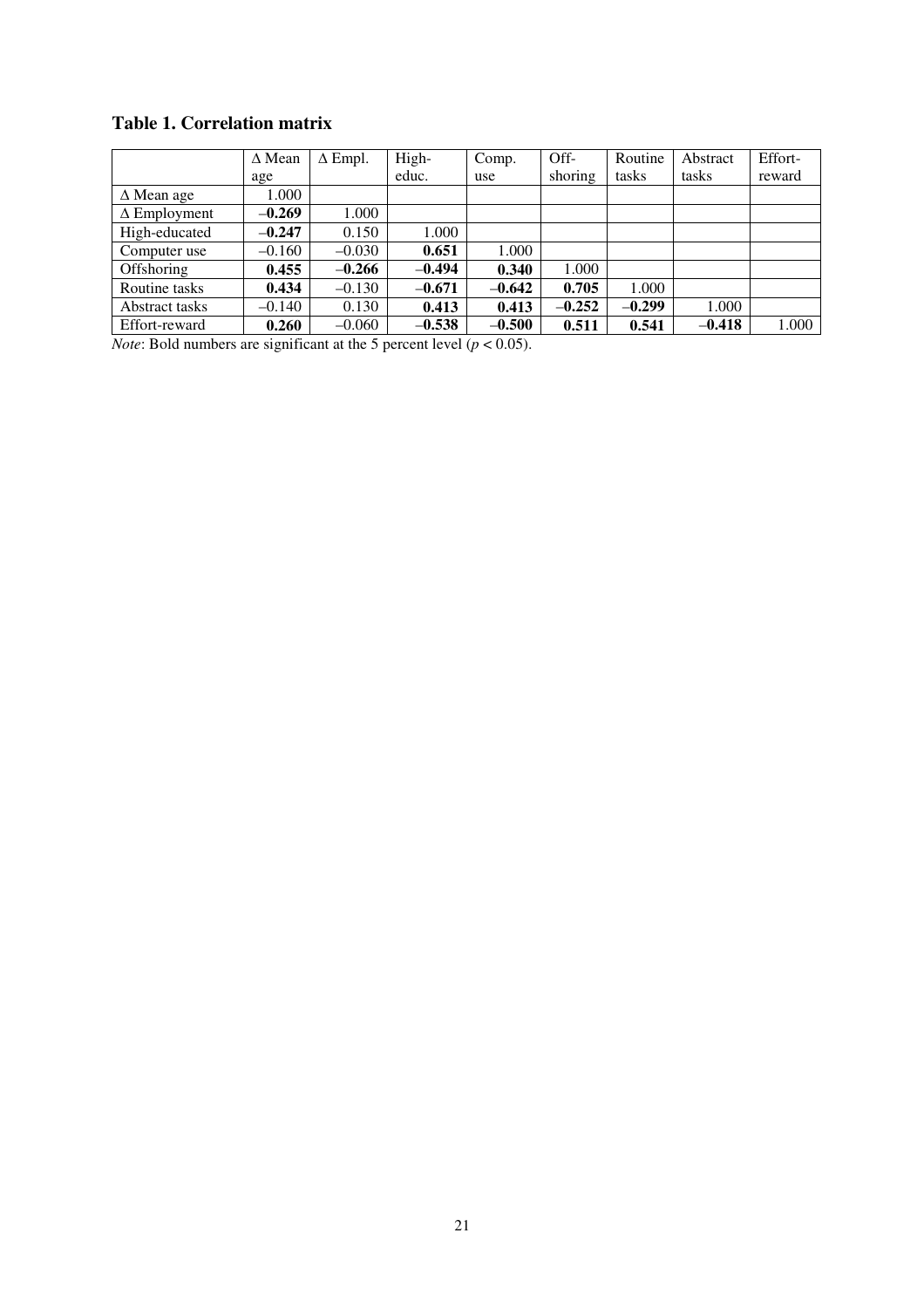**Table 1. Correlation matrix**

| | Δ Mean age | Δ Empl. | High-educ. | Comp. use | Off-shoring | Routine tasks | Abstract tasks | Effort-reward |
|---|---|---|---|---|---|---|---|---|
| Δ Mean age | 1.000 | | | | | | | |
| Δ Employment | **–0.269** | 1.000 | | | | | | |
| High-educated | **–0.247** | 0.150 | 1.000 | | | | | |
| Computer use | –0.160 | –0.030 | **0.651** | 1.000 | | | | |
| Offshoring | **0.455** | **–0.266** | **–0.494** | **0.340** | 1.000 | | | |
| Routine tasks | **0.434** | –0.130 | **–0.671** | **–0.642** | **0.705** | 1.000 | | |
| Abstract tasks | –0.140 | 0.130 | **0.413** | **0.413** | **–0.252** | **–0.299** | 1.000 | |
| Effort-reward | **0.260** | –0.060 | **–0.538** | **–0.500** | **0.511** | **0.541** | **–0.418** | 1.000 |

*Note*: Bold numbers are significant at the 5 percent level ($p < 0.05$).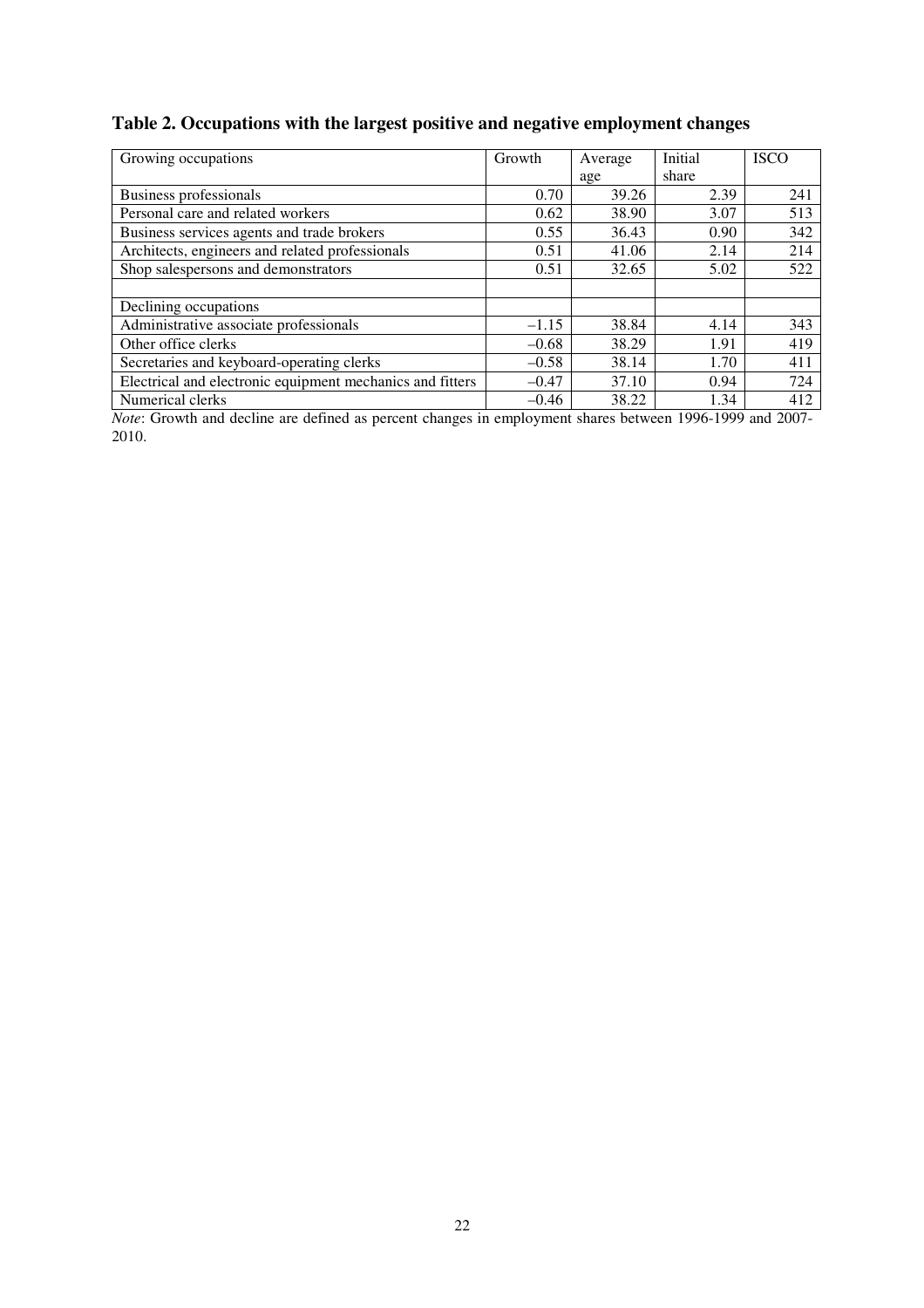**Table 2. Occupations with the largest positive and negative employment changes**

| Growing occupations | Growth | Average age | Initial share | ISCO |
|---|---|---|---|---|
| Business professionals | 0.70 | 39.26 | 2.39 | 241 |
| Personal care and related workers | 0.62 | 38.90 | 3.07 | 513 |
| Business services agents and trade brokers | 0.55 | 36.43 | 0.90 | 342 |
| Architects, engineers and related professionals | 0.51 | 41.06 | 2.14 | 214 |
| Shop salespersons and demonstrators | 0.51 | 32.65 | 5.02 | 522 |
| | | | | |
| Declining occupations | | | | |
| Administrative associate professionals | –1.15 | 38.84 | 4.14 | 343 |
| Other office clerks | –0.68 | 38.29 | 1.91 | 419 |
| Secretaries and keyboard-operating clerks | –0.58 | 38.14 | 1.70 | 411 |
| Electrical and electronic equipment mechanics and fitters | –0.47 | 37.10 | 0.94 | 724 |
| Numerical clerks | –0.46 | 38.22 | 1.34 | 412 |

*Note*: Growth and decline are defined as percent changes in employment shares between 1996-1999 and 2007-2010.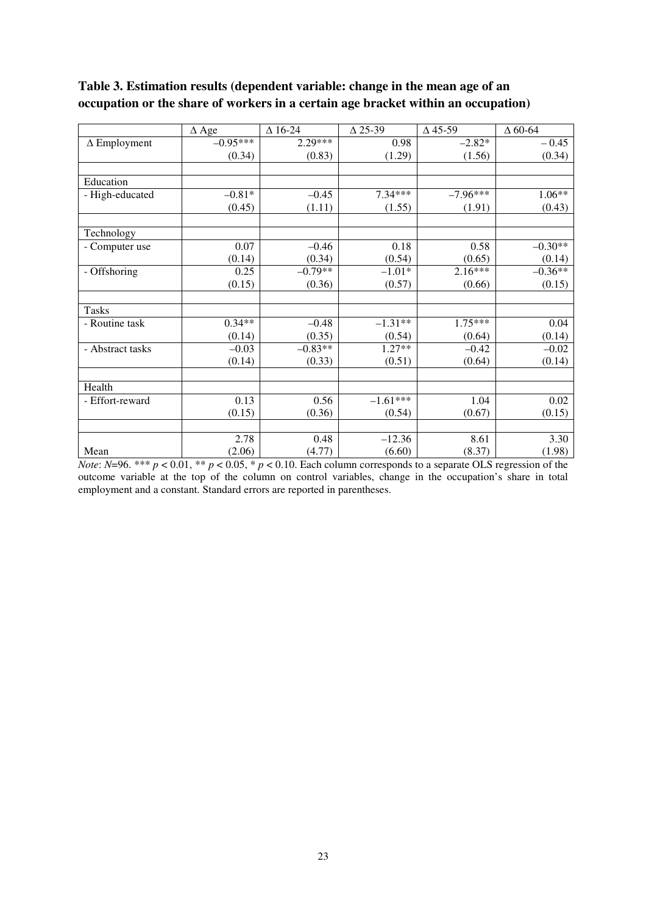**Table 3. Estimation results (dependent variable: change in the mean age of an occupation or the share of workers in a certain age bracket within an occupation)**

| | Δ Age | Δ 16-24 | Δ 25-39 | Δ 45-59 | Δ 60-64 |
|---|---|---|---|---|---|
| Δ Employment | −0.95*** | 2.29*** | 0.98 | −2.82* | − 0.45 |
| | (0.34) | (0.83) | (1.29) | (1.56) | (0.34) |
| | | | | | |
| Education | | | | | |
| - High-educated | −0.81* | −0.45 | 7.34*** | −7.96*** | 1.06** |
| | (0.45) | (1.11) | (1.55) | (1.91) | (0.43) |
| | | | | | |
| Technology | | | | | |
| - Computer use | 0.07 | −0.46 | 0.18 | 0.58 | −0.30** |
| | (0.14) | (0.34) | (0.54) | (0.65) | (0.14) |
| - Offshoring | 0.25 | −0.79** | −1.01* | 2.16*** | −0.36** |
| | (0.15) | (0.36) | (0.57) | (0.66) | (0.15) |
| | | | | | |
| Tasks | | | | | |
| - Routine task | 0.34** | −0.48 | −1.31** | 1.75*** | 0.04 |
| | (0.14) | (0.35) | (0.54) | (0.64) | (0.14) |
| - Abstract tasks | −0.03 | −0.83** | 1.27** | −0.42 | −0.02 |
| | (0.14) | (0.33) | (0.51) | (0.64) | (0.14) |
| | | | | | |
| Health | | | | | |
| - Effort-reward | 0.13 | 0.56 | −1.61*** | 1.04 | 0.02 |
| | (0.15) | (0.36) | (0.54) | (0.67) | (0.15) |
| | | | | | |
| | 2.78 | 0.48 | −12.36 | 8.61 | 3.30 |
| Mean | (2.06) | (4.77) | (6.60) | (8.37) | (1.98) |

*Note*: $N$=96. *** $p < 0.01$, ** $p < 0.05$, * $p < 0.10$. Each column corresponds to a separate OLS regression of the outcome variable at the top of the column on control variables, change in the occupation's share in total employment and a constant. Standard errors are reported in parentheses.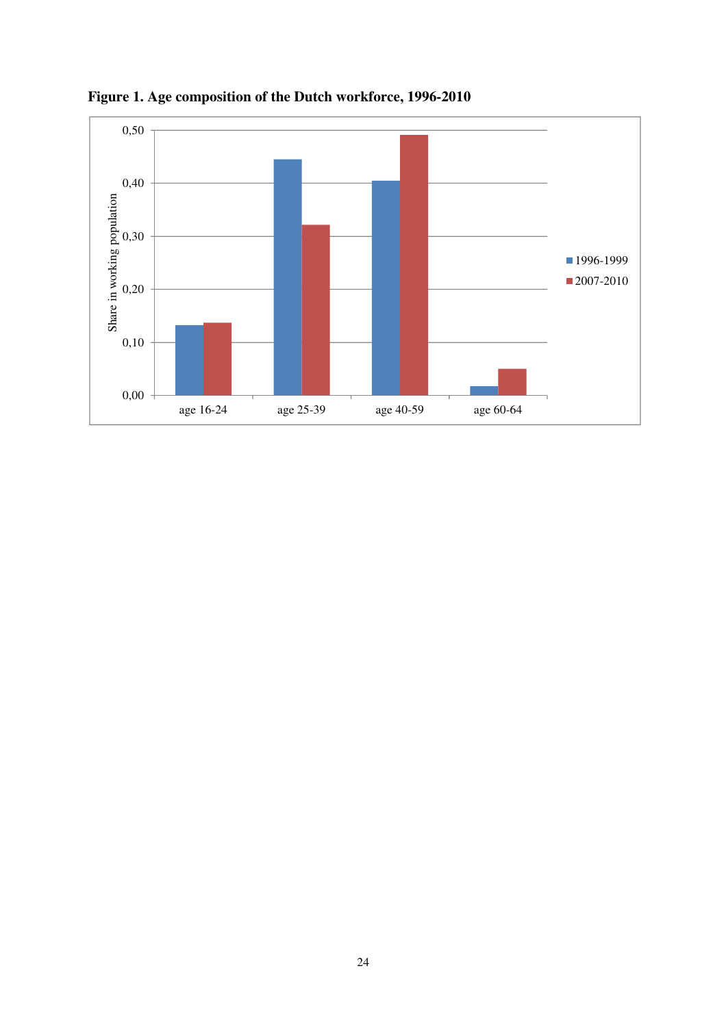**Figure 1. Age composition of the Dutch workforce, 1996-2010**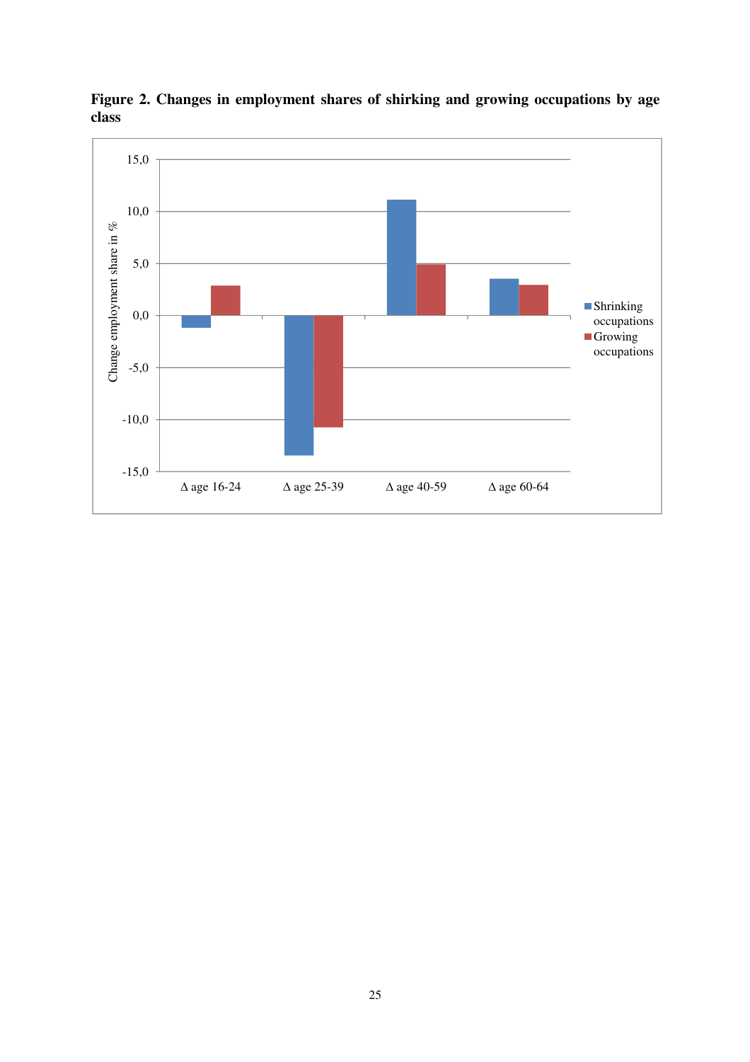**Figure 2. Changes in employment shares of shirking and growing occupations by age class**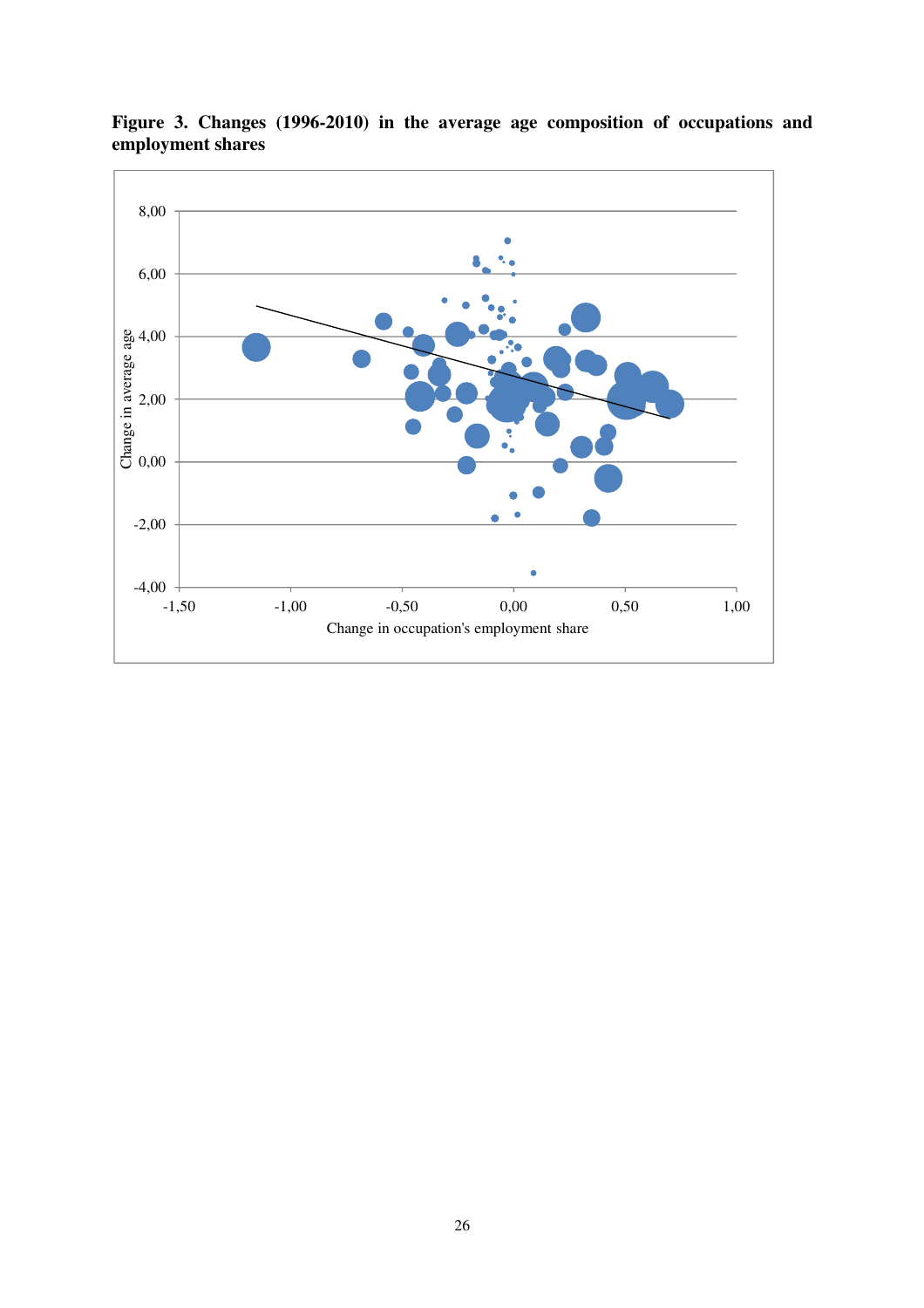**Figure 3. Changes (1996-2010) in the average age composition of occupations and employment shares**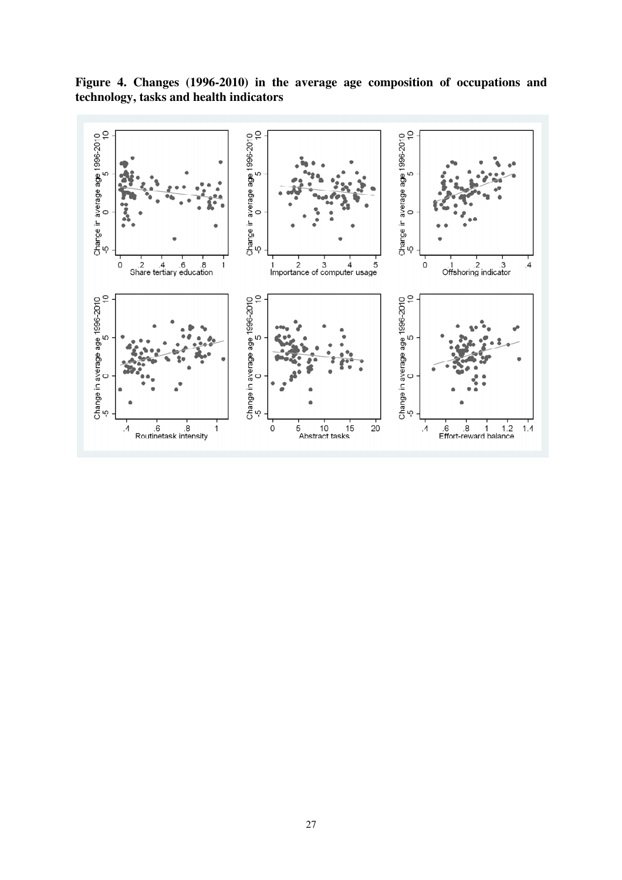**Figure 4. Changes (1996-2010) in the average age composition of occupations and technology, tasks and health indicators**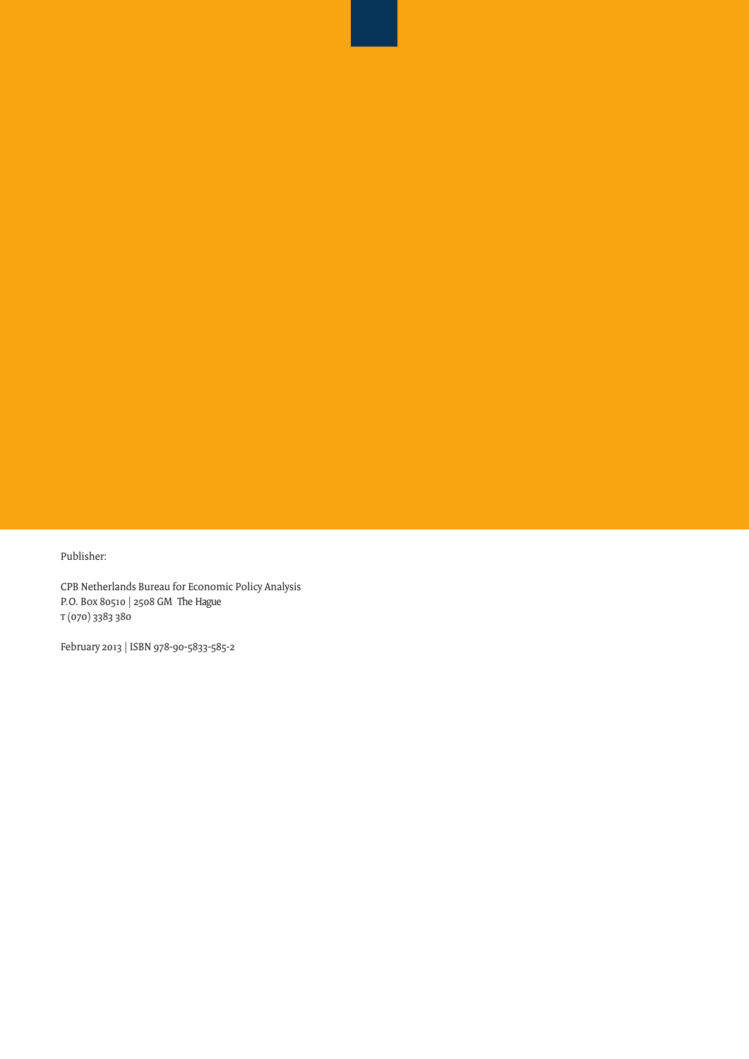Publisher:

CPB Netherlands Bureau for Economic Policy Analysis
P.O. Box 80510 | 2508 GM The Hague
T (070) 3383 380

February 2013 | ISBN 978-90-5833-585-2